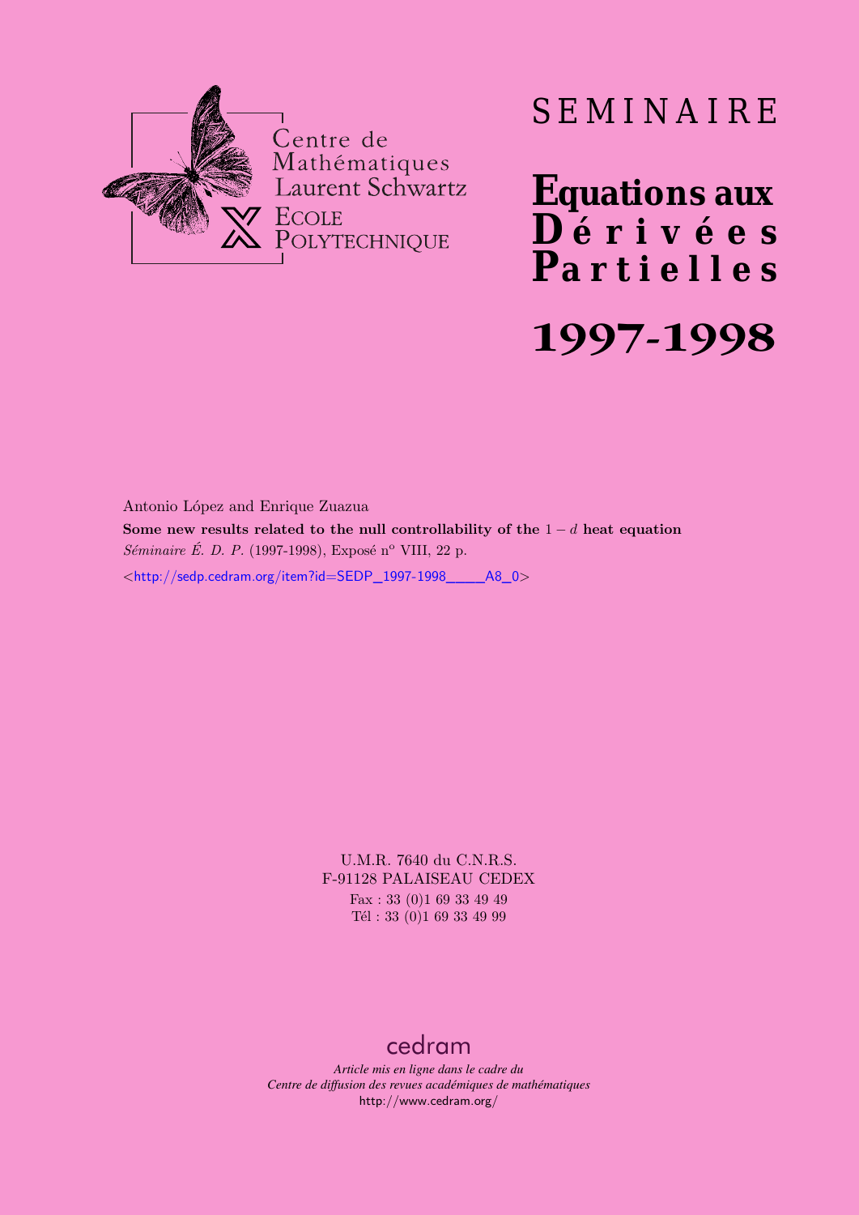Centre de Mathématiques Laurent Schwartz
ECOLE POLYTECHNIQUE

# SEMINAIRE

# Equations aux Dérivées Partielles

# 1997-1998

Antonio López and Enrique Zuazua

**Some new results related to the null controllability of the $1-d$ heat equation**

*Séminaire É. D. P.* (1997-1998), Exposé n° VIII, 22 p.

<http://sedp.cedram.org/item?id=SEDP_1997-1998____A8_0>

U.M.R. 7640 du C.N.R.S.
F-91128 PALAISEAU CEDEX
Fax : 33 (0)1 69 33 49 49
Tél : 33 (0)1 69 33 49 99

cedram

*Article mis en ligne dans le cadre du*
*Centre de diffusion des revues académiques de mathématiques*
http://www.cedram.org/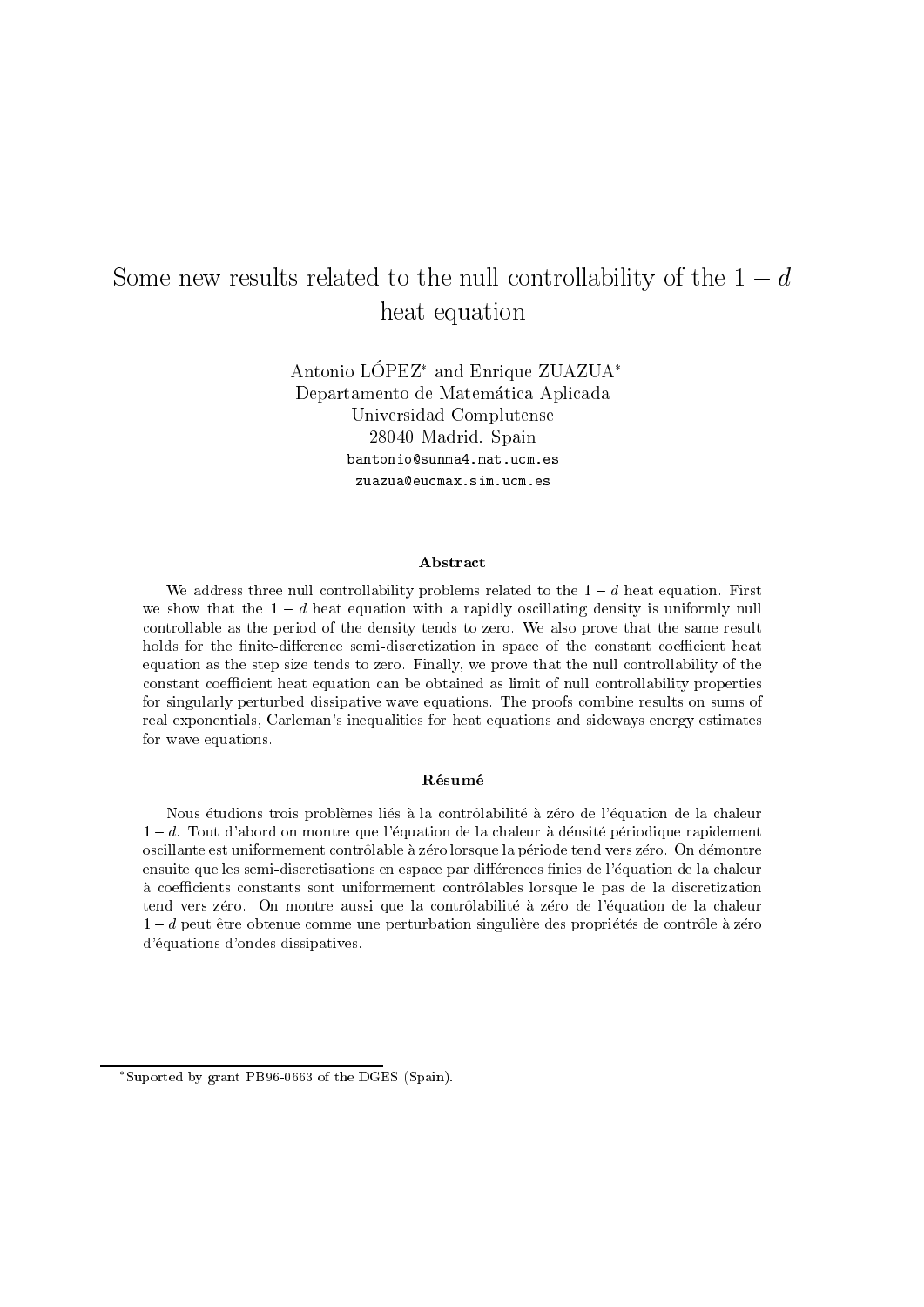# Some new results related to the null controllability of the $1-d$ heat equation

Antonio LÓPEZ* and Enrique ZUAZUA*
Departamento de Matemática Aplicada
Universidad Complutense
28040 Madrid. Spain
bantonio@sunma4.mat.ucm.es
zuazua@eucmax.sim.ucm.es

### Abstract

We address three null controllability problems related to the $1-d$ heat equation. First we show that the $1-d$ heat equation with a rapidly oscillating density is uniformly null controllable as the period of the density tends to zero. We also prove that the same result holds for the finite-difference semi-discretization in space of the constant coefficient heat equation as the step size tends to zero. Finally, we prove that the null controllability of the constant coefficient heat equation can be obtained as limit of null controllability properties for singularly perturbed dissipative wave equations. The proofs combine results on sums of real exponentials, Carleman's inequalities for heat equations and sideways energy estimates for wave equations.

### Résumé

Nous étudions trois problèmes liés à la contrôlabilité à zéro de l'équation de la chaleur $1-d$. Tout d'abord on montre que l'équation de la chaleur à dénsité périodique rapidement oscillante est uniformement contrôlable à zéro lorsque la période tend vers zéro. On démontre ensuite que les semi-discretisations en espace par différences finies de l'équation de la chaleur à coefficients constants sont uniformement contrôlables lorsque le pas de la discretization tend vers zéro. On montre aussi que la contrôlabilité à zéro de l'équation de la chaleur $1-d$ peut être obtenue comme une perturbation singulière des propriétés de contrôle à zéro d'équations d'ondes dissipatives.

*Suported by grant PB96-0663 of the DGES (Spain).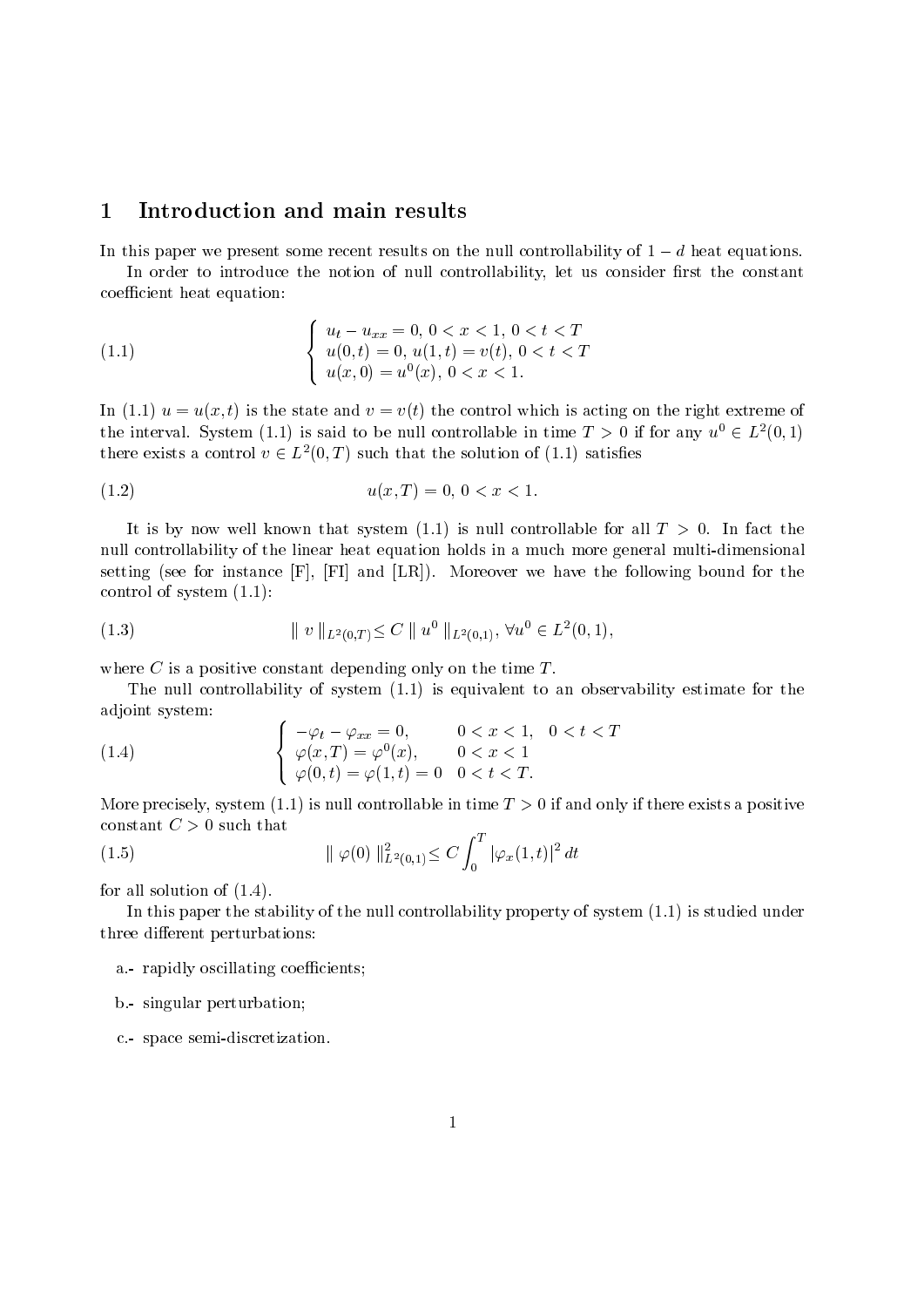# 1 Introduction and main results

In this paper we present some recent results on the null controllability of $1-d$ heat equations.

In order to introduce the notion of null controllability, let us consider first the constant coefficient heat equation:

$$
\left\{
\begin{array}{l}
u_t - u_{xx} = 0, \; 0 < x < 1, \; 0 < t < T \\
u(0,t) = 0, \; u(1,t) = v(t), \; 0 < t < T \\
u(x,0) = u^0(x), \; 0 < x < 1.
\end{array}
\right.
\tag{1.1}
$$

In (1.1) $u = u(x,t)$ is the state and $v = v(t)$ the control which is acting on the right extreme of the interval. System (1.1) is said to be null controllable in time $T > 0$ if for any $u^0 \in L^2(0,1)$ there exists a control $v \in L^2(0,T)$ such that the solution of (1.1) satisfies

$$
u(x,T) = 0, \; 0 < x < 1.
\tag{1.2}
$$

It is by now well known that system (1.1) is null controllable for all $T > 0$. In fact the null controllability of the linear heat equation holds in a much more general multi-dimensional setting (see for instance [F], [FI] and [LR]). Moreover we have the following bound for the control of system (1.1):

$$
\| v \|_{L^2(0,T)} \leq C \| u^0 \|_{L^2(0,1)}, \; \forall u^0 \in L^2(0,1),
\tag{1.3}
$$

where $C$ is a positive constant depending only on the time $T$.

The null controllability of system (1.1) is equivalent to an observability estimate for the adjoint system:

$$
\left\{
\begin{array}{ll}
-\varphi_t - \varphi_{xx} = 0, & 0 < x < 1, \quad 0 < t < T \\
\varphi(x,T) = \varphi^0(x), & 0 < x < 1 \\
\varphi(0,t) = \varphi(1,t) = 0 & 0 < t < T.
\end{array}
\right.
\tag{1.4}
$$

More precisely, system (1.1) is null controllable in time $T > 0$ if and only if there exists a positive constant $C > 0$ such that

$$
\| \varphi(0) \|^2_{L^2(0,1)} \leq C \int_0^T |\varphi_x(1,t)|^2 \, dt
\tag{1.5}
$$

for all solution of (1.4).

In this paper the stability of the null controllability property of system (1.1) is studied under three different perturbations:

a.- rapidly oscillating coefficients;

b.- singular perturbation;

c.- space semi-discretization.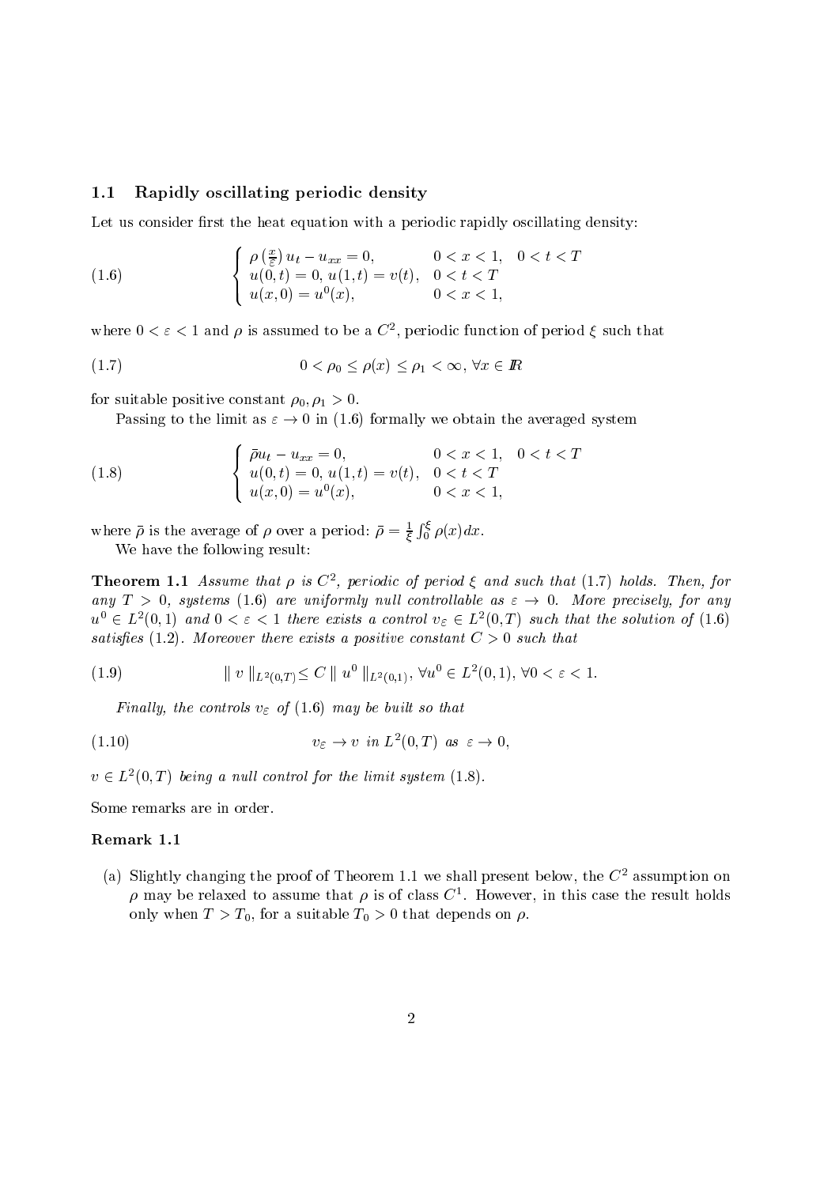### 1.1 Rapidly oscillating periodic density

Let us consider first the heat equation with a periodic rapidly oscillating density:

$$
(1.6) \qquad \begin{cases} \rho\left(\frac{x}{\varepsilon}\right) u_t - u_{xx} = 0, & 0 < x < 1, \quad 0 < t < T \\ u(0,t) = 0,\, u(1,t) = v(t), & 0 < t < T \\ u(x,0) = u^0(x), & 0 < x < 1, \end{cases}
$$

where $0 < \varepsilon < 1$ and $\rho$ is assumed to be a $C^2$, periodic function of period $\xi$ such that

$$
(1.7) \qquad 0 < \rho_0 \leq \rho(x) \leq \rho_1 < \infty, \; \forall x \in I\!\!R
$$

for suitable positive constant $\rho_0, \rho_1 > 0$.

Passing to the limit as $\varepsilon \to 0$ in (1.6) formally we obtain the averaged system

$$
(1.8) \qquad \begin{cases} \bar{\rho} u_t - u_{xx} = 0, & 0 < x < 1, \quad 0 < t < T \\ u(0,t) = 0,\, u(1,t) = v(t), & 0 < t < T \\ u(x,0) = u^0(x), & 0 < x < 1, \end{cases}
$$

where $\bar{\rho}$ is the average of $\rho$ over a period: $\bar{\rho} = \frac{1}{\xi}\int_0^\xi \rho(x)dx$.

We have the following result:

**Theorem 1.1** *Assume that $\rho$ is $C^2$, periodic of period $\xi$ and such that (1.7) holds. Then, for any $T > 0$, systems (1.6) are uniformly null controllable as $\varepsilon \to 0$. More precisely, for any $u^0 \in L^2(0,1)$ and $0 < \varepsilon < 1$ there exists a control $v_\varepsilon \in L^2(0,T)$ such that the solution of (1.6) satisfies (1.2). Moreover there exists a positive constant $C > 0$ such that*

$$
(1.9) \qquad \| v \|_{L^2(0,T)} \leq C \| u^0 \|_{L^2(0,1)}, \; \forall u^0 \in L^2(0,1), \; \forall 0 < \varepsilon < 1.
$$

*Finally, the controls $v_\varepsilon$ of (1.6) may be built so that*

$$
(1.10) \qquad v_\varepsilon \to v \;\text{ in } L^2(0,T) \text{ as } \varepsilon \to 0,
$$

*$v \in L^2(0,T)$ being a null control for the limit system (1.8).*

Some remarks are in order.

**Remark 1.1**

(a) Slightly changing the proof of Theorem 1.1 we shall present below, the $C^2$ assumption on $\rho$ may be relaxed to assume that $\rho$ is of class $C^1$. However, in this case the result holds only when $T > T_0$, for a suitable $T_0 > 0$ that depends on $\rho$.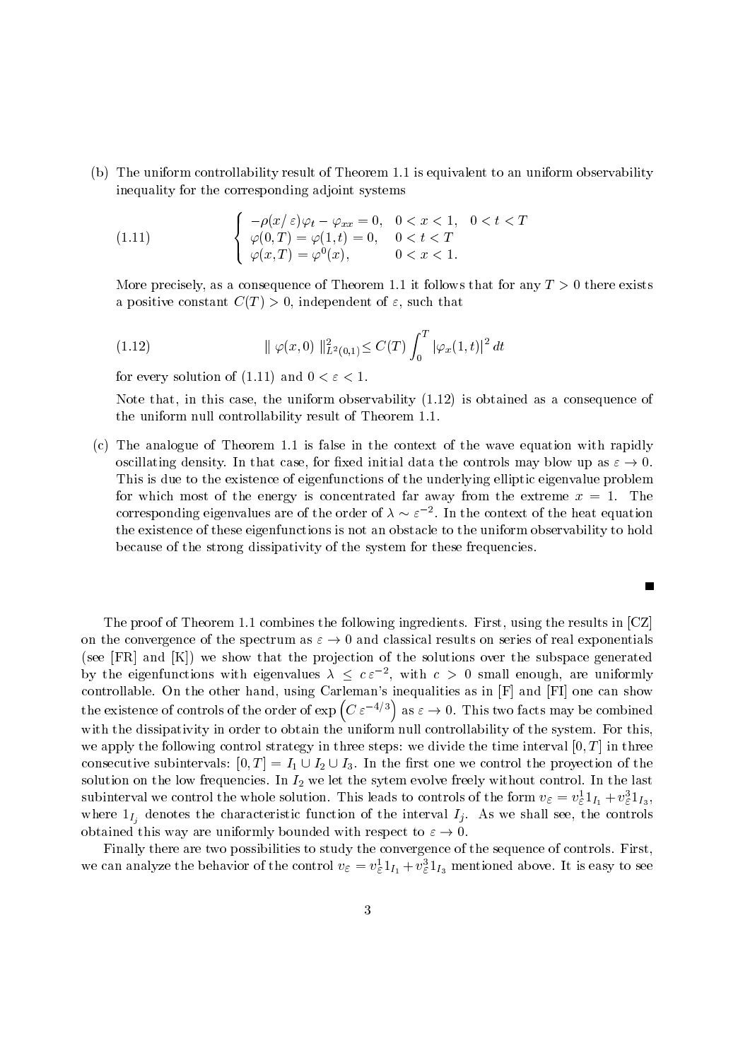(b) The uniform controllability result of Theorem 1.1 is equivalent to an uniform observability inequality for the corresponding adjoint systems

$$
\left\{
\begin{array}{ll}
-\rho(x/\,\varepsilon)\varphi_t - \varphi_{xx} = 0, & 0 < x < 1, \quad 0 < t < T \\
\varphi(0,T) = \varphi(1,t) = 0, & 0 < t < T \\
\varphi(x,T) = \varphi^0(x), & 0 < x < 1.
\end{array}
\right.
\tag{1.11}
$$

More precisely, as a consequence of Theorem 1.1 it follows that for any $T > 0$ there exists a positive constant $C(T) > 0$, independent of $\varepsilon$, such that

$$
\| \varphi(x,0) \|^2_{L^2(0,1)} \leq C(T) \int_0^T |\varphi_x(1,t)|^2 \, dt
\tag{1.12}
$$

for every solution of (1.11) and $0 < \varepsilon < 1$.

Note that, in this case, the uniform observability (1.12) is obtained as a consequence of the uniform null controllability result of Theorem 1.1.

(c) The analogue of Theorem 1.1 is false in the context of the wave equation with rapidly oscillating density. In that case, for fixed initial data the controls may blow up as $\varepsilon \to 0$. This is due to the existence of eigenfunctions of the underlying elliptic eigenvalue problem for which most of the energy is concentrated far away from the extreme $x = 1$. The corresponding eigenvalues are of the order of $\lambda \sim \varepsilon^{-2}$. In the context of the heat equation the existence of these eigenfunctions is not an obstacle to the uniform observability to hold because of the strong dissipativity of the system for these frequencies.

■

The proof of Theorem 1.1 combines the following ingredients. First, using the results in [CZ] on the convergence of the spectrum as $\varepsilon \to 0$ and classical results on series of real exponentials (see [FR] and [K]) we show that the projection of the solutions over the subspace generated by the eigenfunctions with eigenvalues $\lambda \leq c\,\varepsilon^{-2}$, with $c > 0$ small enough, are uniformly controllable. On the other hand, using Carleman's inequalities as in [F] and [FI] one can show the existence of controls of the order of $\exp\left(C\,\varepsilon^{-4/3}\right)$ as $\varepsilon \to 0$. This two facts may be combined with the dissipativity in order to obtain the uniform null controllability of the system. For this, we apply the following control strategy in three steps: we divide the time interval $[0,T]$ in three consecutive subintervals: $[0,T] = I_1 \cup I_2 \cup I_3$. In the first one we control the proyection of the solution on the low frequencies. In $I_2$ we let the sytem evolve freely without control. In the last subinterval we control the whole solution. This leads to controls of the form $v_\varepsilon = v^1_\varepsilon 1_{I_1} + v^3_\varepsilon 1_{I_3}$, where $1_{I_j}$ denotes the characteristic function of the interval $I_j$. As we shall see, the controls obtained this way are uniformly bounded with respect to $\varepsilon \to 0$.

Finally there are two possibilities to study the convergence of the sequence of controls. First, we can analyze the behavior of the control $v_\varepsilon = v^1_\varepsilon 1_{I_1} + v^3_\varepsilon 1_{I_3}$ mentioned above. It is easy to see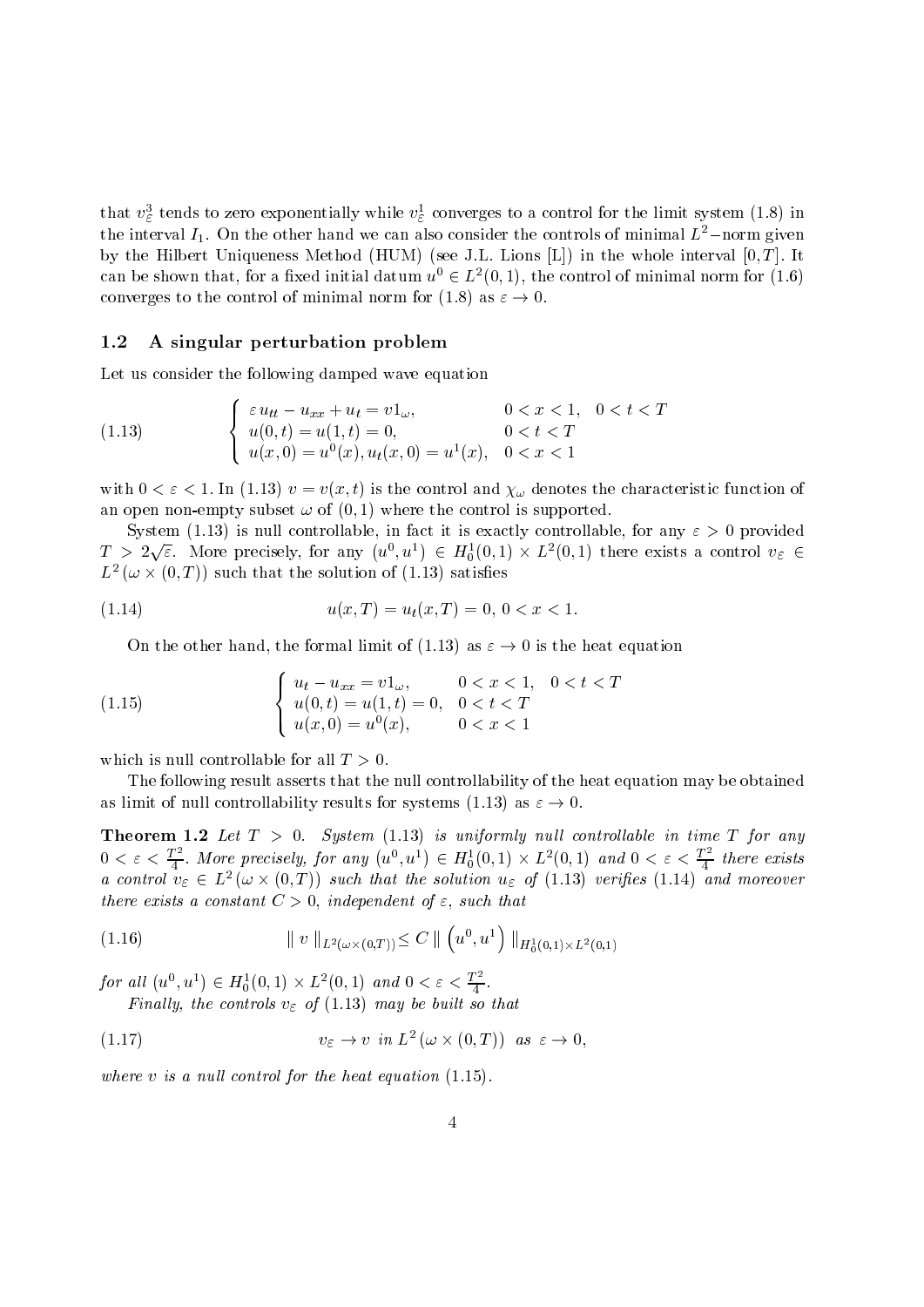that $v_\varepsilon^3$ tends to zero exponentially while $v_\varepsilon^1$ converges to a control for the limit system (1.8) in the interval $I_1$. On the other hand we can also consider the controls of minimal $L^2-$norm given by the Hilbert Uniqueness Method (HUM) (see J.L. Lions [L]) in the whole interval $[0,T]$. It can be shown that, for a fixed initial datum $u^0 \in L^2(0,1)$, the control of minimal norm for (1.6) converges to the control of minimal norm for (1.8) as $\varepsilon \to 0$.

### 1.2 A singular perturbation problem

Let us consider the following damped wave equation

$$
\left\{
\begin{array}{lll}
\varepsilon\, u_{tt} - u_{xx} + u_t = v 1_\omega, & 0 < x < 1, & 0 < t < T \\
u(0,t) = u(1,t) = 0, & 0 < t < T & \\
u(x,0) = u^0(x), u_t(x,0) = u^1(x), & 0 < x < 1 &
\end{array}
\right.
\tag{1.13}
$$

with $0 < \varepsilon < 1$. In (1.13) $v = v(x,t)$ is the control and $\chi_\omega$ denotes the characteristic function of an open non-empty subset $\omega$ of $(0,1)$ where the control is supported.

System (1.13) is null controllable, in fact it is exactly controllable, for any $\varepsilon > 0$ provided $T > 2\sqrt{\varepsilon}$. More precisely, for any $(u^0, u^1) \in H_0^1(0,1) \times L^2(0,1)$ there exists a control $v_\varepsilon \in L^2(\omega \times (0,T))$ such that the solution of (1.13) satisfies

$$
u(x,T) = u_t(x,T) = 0,\; 0 < x < 1. \tag{1.14}
$$

On the other hand, the formal limit of (1.13) as $\varepsilon \to 0$ is the heat equation

$$
\left\{
\begin{array}{lll}
u_t - u_{xx} = v 1_\omega, & 0 < x < 1, & 0 < t < T \\
u(0,t) = u(1,t) = 0, & 0 < t < T & \\
u(x,0) = u^0(x), & 0 < x < 1 &
\end{array}
\right.
\tag{1.15}
$$

which is null controllable for all $T > 0$.

The following result asserts that the null controllability of the heat equation may be obtained as limit of null controllability results for systems (1.13) as $\varepsilon \to 0$.

**Theorem 1.2** *Let $T > 0$. System (1.13) is uniformly null controllable in time $T$ for any $0 < \varepsilon < \frac{T^2}{4}$. More precisely, for any $(u^0, u^1) \in H_0^1(0,1) \times L^2(0,1)$ and $0 < \varepsilon < \frac{T^2}{4}$ there exists a control $v_\varepsilon \in L^2(\omega \times (0,T))$ such that the solution $u_\varepsilon$ of (1.13) verifies (1.14) and moreover there exists a constant $C > 0$, independent of $\varepsilon$, such that*

$$
\| \, v \, \|_{L^2(\omega \times (0,T))} \leq C \, \| \left(u^0, u^1\right) \|_{H_0^1(0,1) \times L^2(0,1)} \tag{1.16}
$$

*for all $(u^0, u^1) \in H_0^1(0,1) \times L^2(0,1)$ and $0 < \varepsilon < \frac{T^2}{4}$.*

*Finally, the controls $v_\varepsilon$ of (1.13) may be built so that*

$$
v_\varepsilon \to v \;\; in \; L^2(\omega \times (0,T)) \;\; as \;\; \varepsilon \to 0, \tag{1.17}
$$

*where $v$ is a null control for the heat equation (1.15).*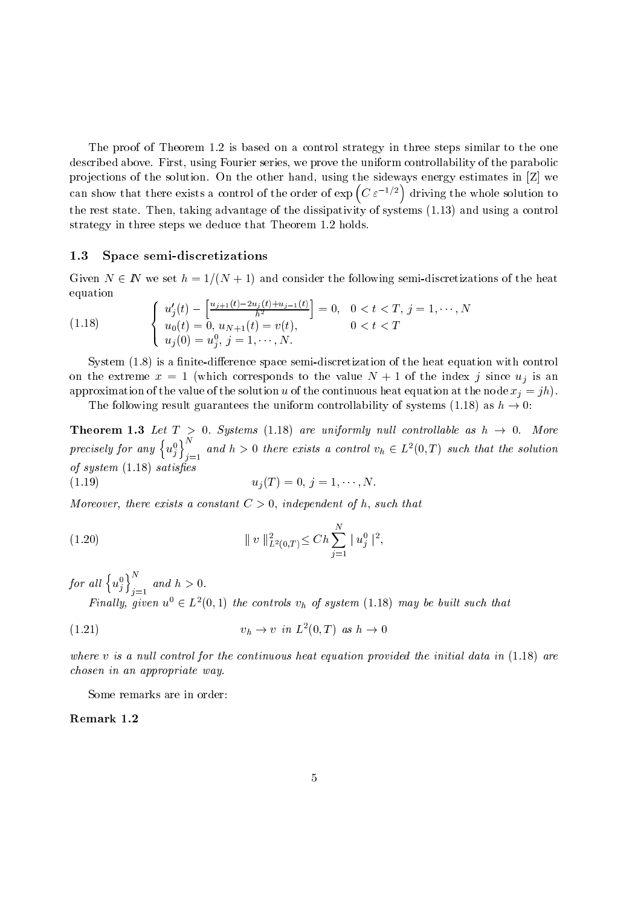The proof of Theorem 1.2 is based on a control strategy in three steps similar to the one described above. First, using Fourier series, we prove the uniform controllability of the parabolic projections of the solution. On the other hand, using the sideways energy estimates in [Z] we can show that there exists a control of the order of $\exp\left(C\,\varepsilon^{-1/2}\right)$ driving the whole solution to the rest state. Then, taking advantage of the dissipativity of systems (1.13) and using a control strategy in three steps we deduce that Theorem 1.2 holds.

### 1.3 Space semi-discretizations

Given $N \in I\!N$ we set $h = 1/(N+1)$ and consider the following semi-discretizations of the heat equation

$$
\left\{
\begin{array}{ll}
u_j'(t) - \left[\frac{u_{j+1}(t) - 2u_j(t) + u_{j-1}(t)}{h^2}\right] = 0, & 0 < t < T,\ j = 1, \cdots, N \\
u_0(t) = 0,\ u_{N+1}(t) = v(t), & 0 < t < T \\
u_j(0) = u_j^0,\ j = 1, \cdots, N. &
\end{array}
\right. \tag{1.18}
$$

System (1.8) is a finite-difference space semi-discretization of the heat equation with control on the extreme $x = 1$ (which corresponds to the value $N+1$ of the index $j$ since $u_j$ is an approximation of the value of the solution $u$ of the continuous heat equation at the node $x_j = jh$).

The following result guarantees the uniform controllability of systems (1.18) as $h \to 0$:

**Theorem 1.3** *Let $T > 0$. Systems (1.18) are uniformly null controllable as $h \to 0$. More precisely for any $\left\{u_j^0\right\}_{j=1}^N$ and $h > 0$ there exists a control $v_h \in L^2(0,T)$ such that the solution of system (1.18) satisfies*

$$
u_j(T) = 0,\ j = 1, \cdots, N. \tag{1.19}
$$

*Moreover, there exists a constant $C > 0$, independent of $h$, such that*

$$
\| v \|_{L^2(0,T)}^2 \leq Ch \sum_{j=1}^{N} | u_j^0 |^2, \tag{1.20}
$$

*for all $\left\{u_j^0\right\}_{j=1}^N$ and $h > 0$.*

*Finally, given $u^0 \in L^2(0,1)$ the controls $v_h$ of system (1.18) may be built such that*

$$
v_h \to v \ \text{ in } L^2(0,T) \ \text{ as } h \to 0 \tag{1.21}
$$

*where $v$ is a null control for the continuous heat equation provided the initial data in (1.18) are chosen in an appropriate way.*

Some remarks are in order:

**Remark 1.2**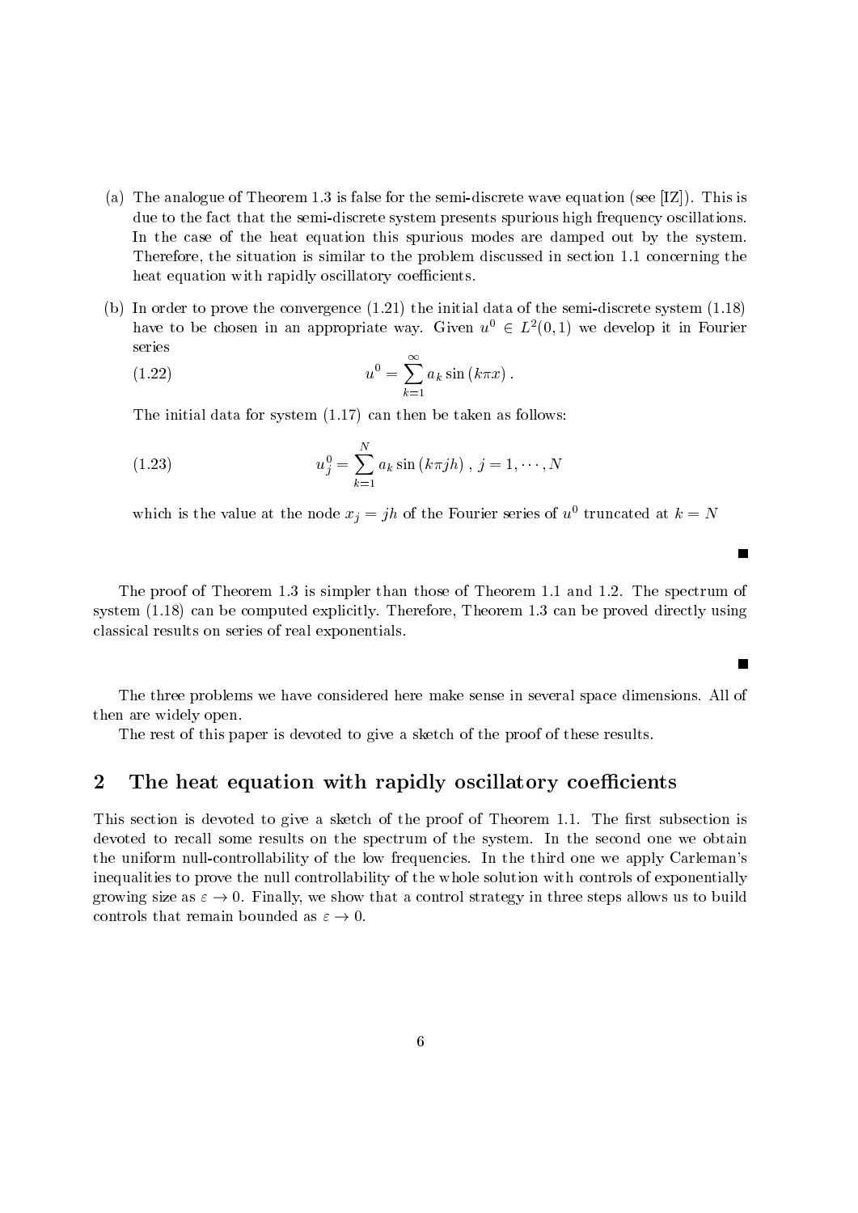(a) The analogue of Theorem 1.3 is false for the semi-discrete wave equation (see [IZ]). This is due to the fact that the semi-discrete system presents spurious high frequency oscillations. In the case of the heat equation this spurious modes are damped out by the system. Therefore, the situation is similar to the problem discussed in section 1.1 concerning the heat equation with rapidly oscillatory coefficients.

(b) In order to prove the convergence (1.21) the initial data of the semi-discrete system (1.18) have to be chosen in an appropriate way. Given $u^0 \in L^2(0,1)$ we develop it in Fourier series

$$u^0 = \sum_{k=1}^{\infty} a_k \sin(k\pi x) . \tag{1.22}$$

The initial data for system (1.17) can then be taken as follows:

$$u_j^0 = \sum_{k=1}^{N} a_k \sin(k\pi jh) \; , \; j = 1, \cdots, N \tag{1.23}$$

which is the value at the node $x_j = jh$ of the Fourier series of $u^0$ truncated at $k = N$

■

The proof of Theorem 1.3 is simpler than those of Theorem 1.1 and 1.2. The spectrum of system (1.18) can be computed explicitly. Therefore, Theorem 1.3 can be proved directly using classical results on series of real exponentials.

■

The three problems we have considered here make sense in several space dimensions. All of then are widely open.

The rest of this paper is devoted to give a sketch of the proof of these results.

## 2 The heat equation with rapidly oscillatory coefficients

This section is devoted to give a sketch of the proof of Theorem 1.1. The first subsection is devoted to recall some results on the spectrum of the system. In the second one we obtain the uniform null-controllability of the low frequencies. In the third one we apply Carleman's inequalities to prove the null controllability of the whole solution with controls of exponentially growing size as $\varepsilon \to 0$. Finally, we show that a control strategy in three steps allows us to build controls that remain bounded as $\varepsilon \to 0$.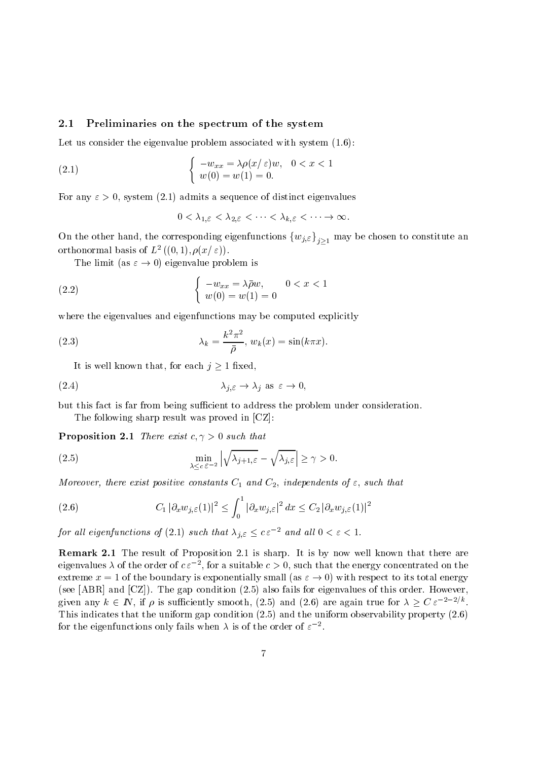### 2.1 Preliminaries on the spectrum of the system

Let us consider the eigenvalue problem associated with system (1.6):

$$
\left\{ \begin{array}{l} -w_{xx} = \lambda \rho(x/\varepsilon) w, \quad 0 < x < 1 \\ w(0) = w(1) = 0. \end{array} \right. \tag{2.1}
$$

For any $\varepsilon > 0$, system (2.1) admits a sequence of distinct eigenvalues

$$
0 < \lambda_{1,\varepsilon} < \lambda_{2,\varepsilon} < \cdots < \lambda_{k,\varepsilon} < \cdots \to \infty.
$$

On the other hand, the corresponding eigenfunctions $\{w_{j,\varepsilon}\}_{j \geq 1}$ may be chosen to constitute an orthonormal basis of $L^2\left((0,1), \rho(x/\varepsilon)\right)$.

The limit (as $\varepsilon \to 0$) eigenvalue problem is

$$
\left\{ \begin{array}{ll} -w_{xx} = \lambda \bar{\rho} w, & 0 < x < 1 \\ w(0) = w(1) = 0 & \end{array} \right. \tag{2.2}
$$

where the eigenvalues and eigenfunctions may be computed explicitly

$$
\lambda_k = \frac{k^2 \pi^2}{\bar{\rho}}, \; w_k(x) = \sin(k \pi x). \tag{2.3}
$$

It is well known that, for each $j \geq 1$ fixed,

$$
\lambda_{j,\varepsilon} \to \lambda_j \text{ as } \varepsilon \to 0, \tag{2.4}
$$

but this fact is far from being sufficient to address the problem under consideration.

The following sharp result was proved in [CZ]:

**Proposition 2.1** *There exist $c, \gamma > 0$ such that*

$$
\min_{\lambda \leq c\, \varepsilon^{-2}} \left| \sqrt{\lambda_{j+1,\varepsilon}} - \sqrt{\lambda_{j,\varepsilon}} \right| \geq \gamma > 0. \tag{2.5}
$$

*Moreover, there exist positive constants $C_1$ and $C_2$, independents of $\varepsilon$, such that*

$$
C_1 \left| \partial_x w_{j,\varepsilon}(1) \right|^2 \leq \int_0^1 \left| \partial_x w_{j,\varepsilon} \right|^2 dx \leq C_2 \left| \partial_x w_{j,\varepsilon}(1) \right|^2 \tag{2.6}
$$

*for all eigenfunctions of (2.1) such that $\lambda_{j,\varepsilon} \leq c\, \varepsilon^{-2}$ and all $0 < \varepsilon < 1$.*

**Remark 2.1** The result of Proposition 2.1 is sharp. It is by now well known that there are eigenvalues $\lambda$ of the order of $c\,\varepsilon^{-2}$, for a suitable $c > 0$, such that the energy concentrated on the extreme $x = 1$ of the boundary is exponentially small (as $\varepsilon \to 0$) with respect to its total energy (see [ABR] and [CZ]). The gap condition (2.5) also fails for eigenvalues of this order. However, given any $k \in \mathbb{N}$, if $\rho$ is sufficiently smooth, (2.5) and (2.6) are again true for $\lambda \geq C\, \varepsilon^{-2-2/k}$. This indicates that the uniform gap condition (2.5) and the uniform observability property (2.6) for the eigenfunctions only fails when $\lambda$ is of the order of $\varepsilon^{-2}$.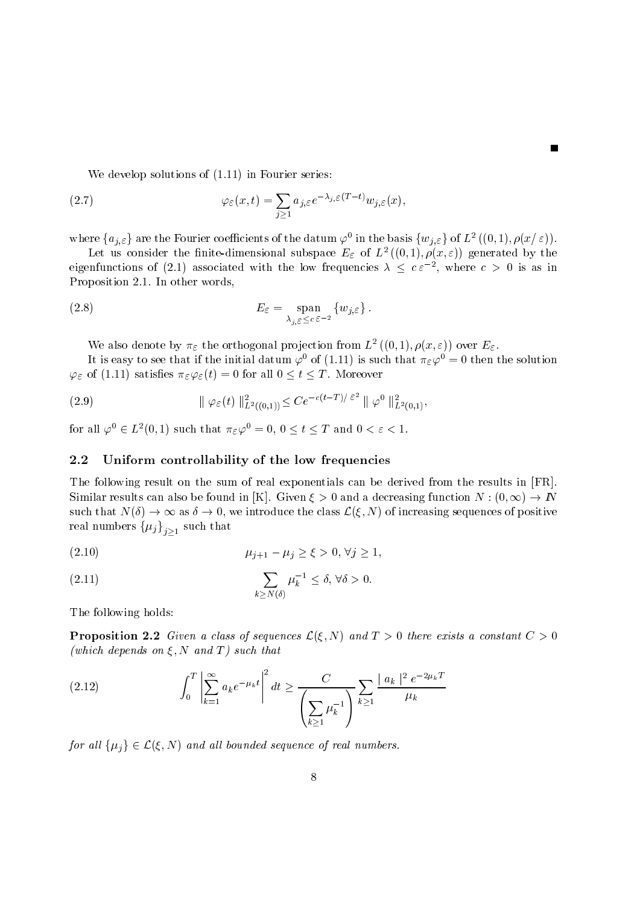■

We develop solutions of (1.11) in Fourier series:

$$\varphi_\varepsilon(x,t) = \sum_{j\geq 1} a_{j,\varepsilon} e^{-\lambda_{j,\varepsilon}(T-t)} w_{j,\varepsilon}(x), \tag{2.7}$$

where $\{a_{j,\varepsilon}\}$ are the Fourier coefficients of the datum $\varphi^0$ in the basis $\{w_{j,\varepsilon}\}$ of $L^2((0,1), \rho(x/\varepsilon))$.

Let us consider the finite-dimensional subspace $E_\varepsilon$ of $L^2((0,1), \rho(x,\varepsilon))$ generated by the eigenfunctions of (2.1) associated with the low frequencies $\lambda \leq c\,\varepsilon^{-2}$, where $c > 0$ is as in Proposition 2.1. In other words,

$$E_\varepsilon = \underset{\lambda_{j,\varepsilon} \leq c\,\varepsilon^{-2}}{\text{span}} \{w_{j,\varepsilon}\}. \tag{2.8}$$

We also denote by $\pi_\varepsilon$ the orthogonal projection from $L^2((0,1), \rho(x,\varepsilon))$ over $E_\varepsilon$.

It is easy to see that if the initial datum $\varphi^0$ of (1.11) is such that $\pi_\varepsilon \varphi^0 = 0$ then the solution $\varphi_\varepsilon$ of (1.11) satisfies $\pi_\varepsilon \varphi_\varepsilon(t) = 0$ for all $0 \leq t \leq T$. Moreover

$$\| \varphi_\varepsilon(t) \|^2_{L^2((0,1))} \leq C e^{-c(t-T)/\varepsilon^2} \| \varphi^0 \|^2_{L^2(0,1)}, \tag{2.9}$$

for all $\varphi^0 \in L^2(0,1)$ such that $\pi_\varepsilon \varphi^0 = 0$, $0 \leq t \leq T$ and $0 < \varepsilon < 1$.

## 2.2 Uniform controllability of the low frequencies

The following result on the sum of real exponentials can be derived from the results in [FR]. Similar results can also be found in [K]. Given $\xi > 0$ and a decreasing function $N : (0,\infty) \to \mathbb{N}$ such that $N(\delta) \to \infty$ as $\delta \to 0$, we introduce the class $\mathcal{L}(\xi, N)$ of increasing sequences of positive real numbers $\{\mu_j\}_{j\geq 1}$ such that

$$\mu_{j+1} - \mu_j \geq \xi > 0, \; \forall j \geq 1, \tag{2.10}$$

$$\sum_{k \geq N(\delta)} \mu_k^{-1} \leq \delta, \; \forall \delta > 0. \tag{2.11}$$

The following holds:

**Proposition 2.2** *Given a class of sequences $\mathcal{L}(\xi, N)$ and $T > 0$ there exists a constant $C > 0$ (which depends on $\xi, N$ and $T$) such that*

$$\int_0^T \left| \sum_{k=1}^{\infty} a_k e^{-\mu_k t} \right|^2 dt \geq \frac{C}{\left( \sum_{k\geq 1} \mu_k^{-1} \right)} \sum_{k \geq 1} \frac{|a_k|^2 e^{-2\mu_k T}}{\mu_k} \tag{2.12}$$

*for all $\{\mu_j\} \in \mathcal{L}(\xi, N)$ and all bounded sequence of real numbers.*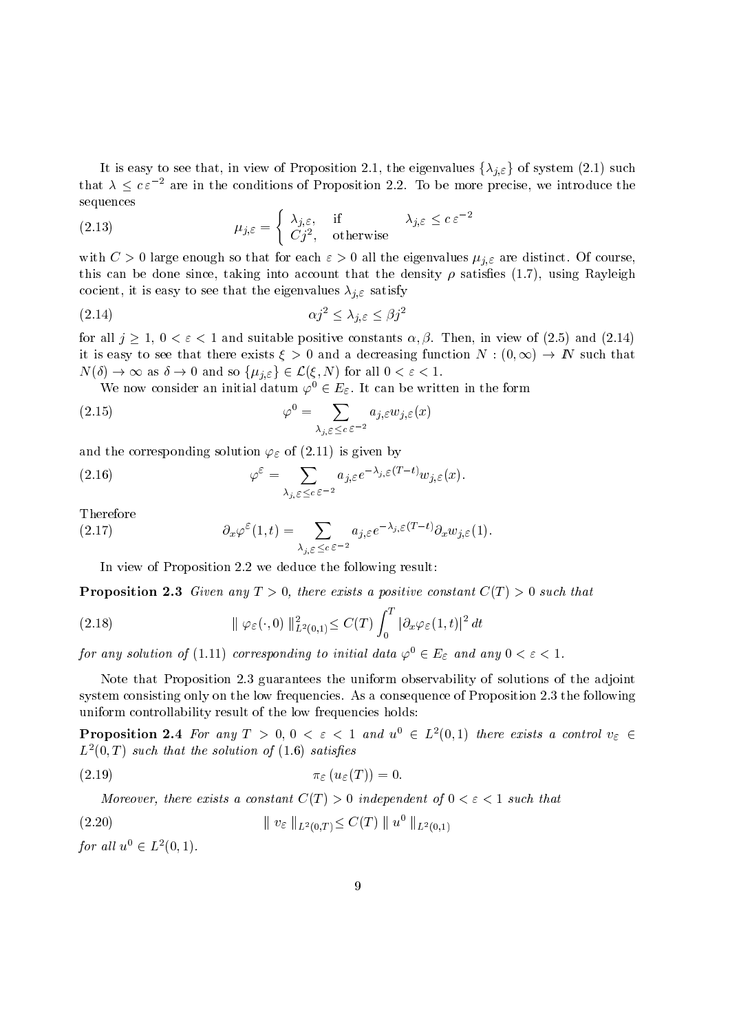It is easy to see that, in view of Proposition 2.1, the eigenvalues $\{\lambda_{j,\varepsilon}\}$ of system (2.1) such that $\lambda \leq c\,\varepsilon^{-2}$ are in the conditions of Proposition 2.2. To be more precise, we introduce the sequences

$$\mu_{j,\varepsilon} = \begin{cases} \lambda_{j,\varepsilon}, & \text{if} \qquad \lambda_{j,\varepsilon} \leq c\,\varepsilon^{-2} \\ Cj^2, & \text{otherwise} \end{cases} \tag{2.13}$$

with $C > 0$ large enough so that for each $\varepsilon > 0$ all the eigenvalues $\mu_{j,\varepsilon}$ are distinct. Of course, this can be done since, taking into account that the density $\rho$ satisfies (1.7), using Rayleigh cocient, it is easy to see that the eigenvalues $\lambda_{j,\varepsilon}$ satisfy

$$\alpha j^2 \leq \lambda_{j,\varepsilon} \leq \beta j^2 \tag{2.14}$$

for all $j \geq 1$, $0 < \varepsilon < 1$ and suitable positive constants $\alpha, \beta$. Then, in view of (2.5) and (2.14) it is easy to see that there exists $\xi > 0$ and a decreasing function $N : (0, \infty) \to I\!N$ such that $N(\delta) \to \infty$ as $\delta \to 0$ and so $\{\mu_{j,\varepsilon}\} \in \mathcal{L}(\xi, N)$ for all $0 < \varepsilon < 1$.

We now consider an initial datum $\varphi^0 \in E_\varepsilon$. It can be written in the form

$$\varphi^0 = \sum_{\lambda_{j,\varepsilon} \leq c\,\varepsilon^{-2}} a_{j,\varepsilon} w_{j,\varepsilon}(x) \tag{2.15}$$

and the corresponding solution $\varphi_\varepsilon$ of (2.11) is given by

$$\varphi^\varepsilon = \sum_{\lambda_{j,\varepsilon} \leq c\,\varepsilon^{-2}} a_{j,\varepsilon} e^{-\lambda_{j,\varepsilon}(T-t)} w_{j,\varepsilon}(x). \tag{2.16}$$

Therefore

$$\partial_x \varphi^\varepsilon(1,t) = \sum_{\lambda_{j,\varepsilon} \leq c\,\varepsilon^{-2}} a_{j,\varepsilon} e^{-\lambda_{j,\varepsilon}(T-t)} \partial_x w_{j,\varepsilon}(1). \tag{2.17}$$

In view of Proposition 2.2 we deduce the following result:

**Proposition 2.3** *Given any $T > 0$, there exists a positive constant $C(T) > 0$ such that*

$$\| \varphi_\varepsilon(\cdot, 0) \|^2_{L^2(0,1)} \leq C(T) \int_0^T |\partial_x \varphi_\varepsilon(1,t)|^2 \, dt \tag{2.18}$$

*for any solution of (1.11) corresponding to initial data $\varphi^0 \in E_\varepsilon$ and any $0 < \varepsilon < 1$.*

Note that Proposition 2.3 guarantees the uniform observability of solutions of the adjoint system consisting only on the low frequencies. As a consequence of Proposition 2.3 the following uniform controllability result of the low frequencies holds:

**Proposition 2.4** *For any $T > 0$, $0 < \varepsilon < 1$ and $u^0 \in L^2(0,1)$ there exists a control $v_\varepsilon \in L^2(0,T)$ such that the solution of (1.6) satisfies*

$$\pi_\varepsilon(u_\varepsilon(T)) = 0. \tag{2.19}$$

*Moreover, there exists a constant $C(T) > 0$ independent of $0 < \varepsilon < 1$ such that*

$$\| v_\varepsilon \|_{L^2(0,T)} \leq C(T) \| u^0 \|_{L^2(0,1)} \tag{2.20}$$

*for all $u^0 \in L^2(0,1)$.*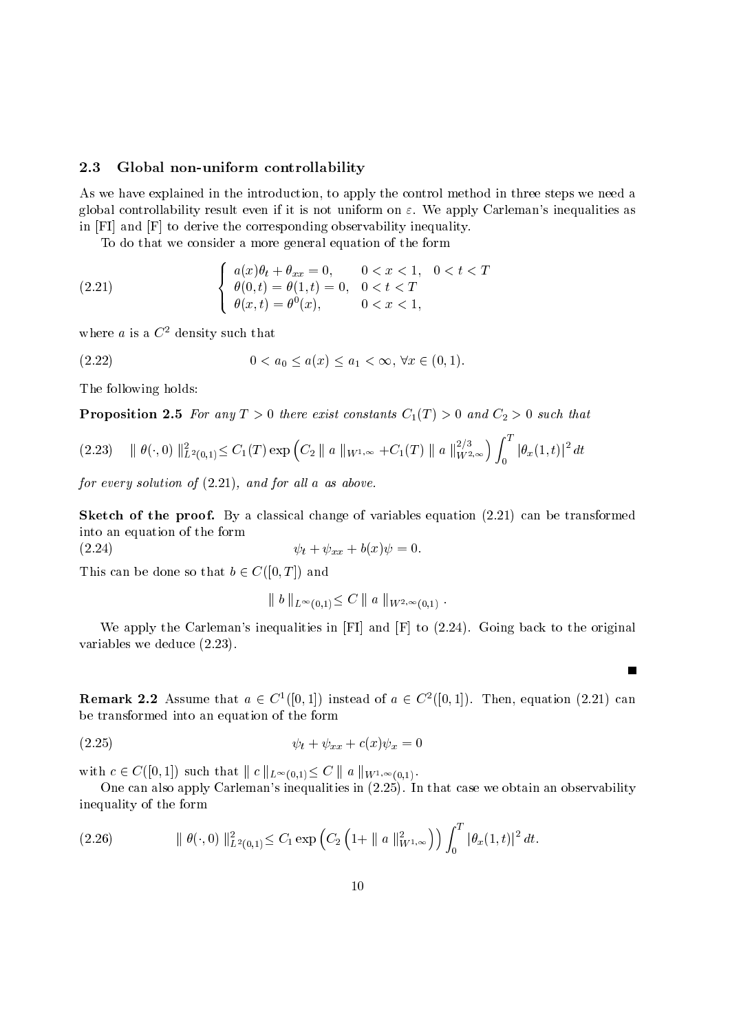## 2.3 Global non-uniform controllability

As we have explained in the introduction, to apply the control method in three steps we need a global controllability result even if it is not uniform on $\varepsilon$. We apply Carleman's inequalities as in [FI] and [F] to derive the corresponding observability inequality.

To do that we consider a more general equation of the form

$$
\left\{
\begin{array}{ll}
a(x)\theta_t + \theta_{xx} = 0, & 0 < x < 1, \quad 0 < t < T \\
\theta(0,t) = \theta(1,t) = 0, & 0 < t < T \\
\theta(x,t) = \theta^0(x), & 0 < x < 1,
\end{array}
\right.
\tag{2.21}
$$

where $a$ is a $C^2$ density such that

$$
0 < a_0 \leq a(x) \leq a_1 < \infty, \ \forall x \in (0,1). \tag{2.22}
$$

The following holds:

**Proposition 2.5** *For any $T > 0$ there exist constants $C_1(T) > 0$ and $C_2 > 0$ such that*

$$
\| \theta(\cdot, 0) \|^2_{L^2(0,1)} \leq C_1(T) \exp\left( C_2 \| a \|_{W^{1,\infty}} + C_1(T) \| a \|^{2/3}_{W^{2,\infty}} \right) \int_0^T |\theta_x(1,t)|^2 \, dt \tag{2.23}
$$

*for every solution of (2.21), and for all $a$ as above.*

**Sketch of the proof.** By a classical change of variables equation (2.21) can be transformed into an equation of the form

$$
\psi_t + \psi_{xx} + b(x)\psi = 0. \tag{2.24}
$$

This can be done so that $b \in C([0,T])$ and

$$
\| b \|_{L^\infty(0,1)} \leq C \| a \|_{W^{2,\infty}(0,1)} .
$$

We apply the Carleman's inequalities in [FI] and [F] to (2.24). Going back to the original variables we deduce (2.23).

■

**Remark 2.2** Assume that $a \in C^1([0,1])$ instead of $a \in C^2([0,1])$. Then, equation (2.21) can be transformed into an equation of the form

$$
\psi_t + \psi_{xx} + c(x)\psi_x = 0 \tag{2.25}
$$

with $c \in C([0,1])$ such that $\| c \|_{L^\infty(0,1)} \leq C \| a \|_{W^{1,\infty}(0,1)}$.

One can also apply Carleman's inequalities in (2.25). In that case we obtain an observability inequality of the form

$$
\| \theta(\cdot, 0) \|^2_{L^2(0,1)} \leq C_1 \exp\left( C_2 \left( 1 + \| a \|^2_{W^{1,\infty}} \right) \right) \int_0^T |\theta_x(1,t)|^2 \, dt. \tag{2.26}
$$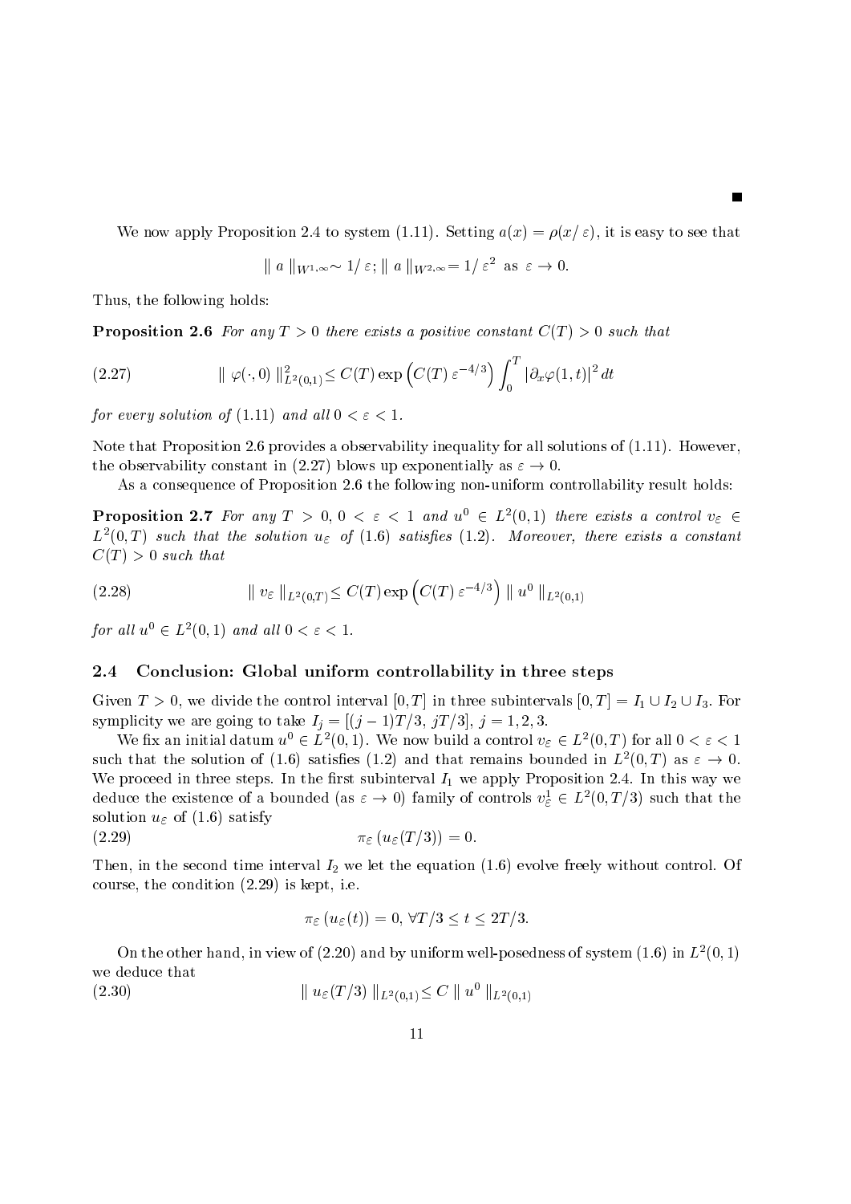■

We now apply Proposition 2.4 to system (1.11). Setting $a(x) = \rho(x/\varepsilon)$, it is easy to see that

$$\| a \|_{W^{1,\infty}} \sim 1/\varepsilon; \; \| a \|_{W^{2,\infty}} = 1/\varepsilon^2 \text{ as } \varepsilon \to 0.$$

Thus, the following holds:

**Proposition 2.6** *For any $T > 0$ there exists a positive constant $C(T) > 0$ such that*

$$\| \varphi(\cdot, 0) \|^2_{L^2(0,1)} \leq C(T) \exp\left(C(T)\, \varepsilon^{-4/3}\right) \int_0^T |\partial_x \varphi(1,t)|^2 \, dt \tag{2.27}$$

*for every solution of (1.11) and all $0 < \varepsilon < 1$.*

Note that Proposition 2.6 provides a observability inequality for all solutions of (1.11). However, the observability constant in (2.27) blows up exponentially as $\varepsilon \to 0$.

As a consequence of Proposition 2.6 the following non-uniform controllability result holds:

**Proposition 2.7** *For any $T > 0$, $0 < \varepsilon < 1$ and $u^0 \in L^2(0,1)$ there exists a control $v_\varepsilon \in L^2(0,T)$ such that the solution $u_\varepsilon$ of (1.6) satisfies (1.2). Moreover, there exists a constant $C(T) > 0$ such that*

$$\| v_\varepsilon \|_{L^2(0,T)} \leq C(T) \exp\left(C(T)\, \varepsilon^{-4/3}\right) \| u^0 \|_{L^2(0,1)} \tag{2.28}$$

*for all $u^0 \in L^2(0,1)$ and all $0 < \varepsilon < 1$.*

## 2.4 Conclusion: Global uniform controllability in three steps

Given $T > 0$, we divide the control interval $[0,T]$ in three subintervals $[0,T] = I_1 \cup I_2 \cup I_3$. For symplicity we are going to take $I_j = [(j-1)T/3, \, jT/3]$, $j = 1, 2, 3$.

We fix an initial datum $u^0 \in L^2(0,1)$. We now build a control $v_\varepsilon \in L^2(0,T)$ for all $0 < \varepsilon < 1$ such that the solution of (1.6) satisfies (1.2) and that remains bounded in $L^2(0,T)$ as $\varepsilon \to 0$. We proceed in three steps. In the first subinterval $I_1$ we apply Proposition 2.4. In this way we deduce the existence of a bounded (as $\varepsilon \to 0$) family of controls $v^1_\varepsilon \in L^2(0,T/3)$ such that the solution $u_\varepsilon$ of (1.6) satisfy

$$\pi_\varepsilon \left(u_\varepsilon(T/3)\right) = 0. \tag{2.29}$$

Then, in the second time interval $I_2$ we let the equation (1.6) evolve freely without control. Of course, the condition (2.29) is kept, i.e.

$$\pi_\varepsilon \left(u_\varepsilon(t)\right) = 0, \; \forall T/3 \leq t \leq 2T/3.$$

On the other hand, in view of (2.20) and by uniform well-posedness of system (1.6) in $L^2(0,1)$ we deduce that

$$\| u_\varepsilon(T/3) \|_{L^2(0,1)} \leq C \| u^0 \|_{L^2(0,1)} \tag{2.30}$$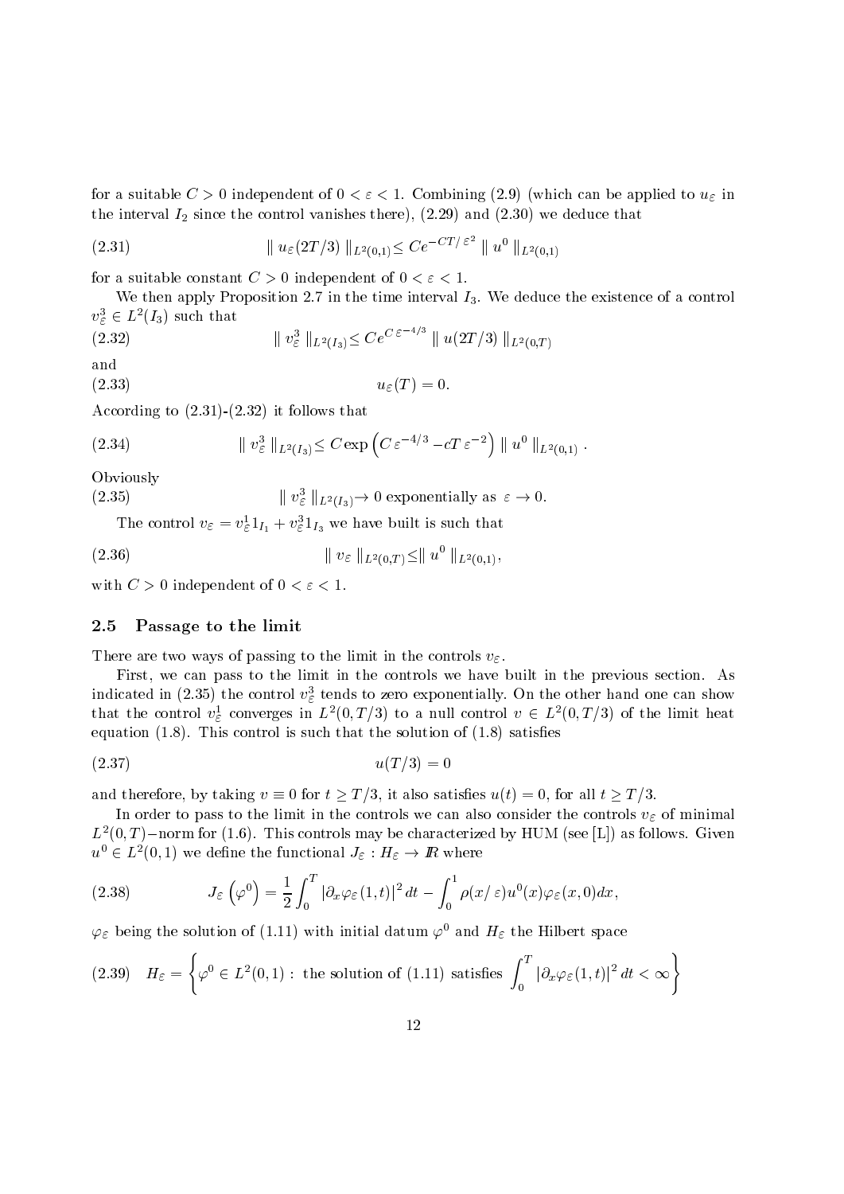for a suitable $C > 0$ independent of $0 < \varepsilon < 1$. Combining (2.9) (which can be applied to $u_\varepsilon$ in the interval $I_2$ since the control vanishes there), (2.29) and (2.30) we deduce that

$$\| u_\varepsilon(2T/3) \|_{L^2(0,1)} \leq Ce^{-CT/\varepsilon^2} \| u^0 \|_{L^2(0,1)} \tag{2.31}$$

for a suitable constant $C > 0$ independent of $0 < \varepsilon < 1$.

We then apply Proposition 2.7 in the time interval $I_3$. We deduce the existence of a control $v_\varepsilon^3 \in L^2(I_3)$ such that

$$\| v_\varepsilon^3 \|_{L^2(I_3)} \leq Ce^{C\varepsilon^{-4/3}} \| u(2T/3) \|_{L^2(0,T)} \tag{2.32}$$

and

$$u_\varepsilon(T) = 0. \tag{2.33}$$

According to (2.31)-(2.32) it follows that

$$\| v_\varepsilon^3 \|_{L^2(I_3)} \leq C \exp\left(C\varepsilon^{-4/3} - cT\varepsilon^{-2}\right) \| u^0 \|_{L^2(0,1)} . \tag{2.34}$$

Obviously

$$\| v_\varepsilon^3 \|_{L^2(I_3)} \to 0 \text{ exponentially as } \varepsilon \to 0. \tag{2.35}$$

The control $v_\varepsilon = v_\varepsilon^1 1_{I_1} + v_\varepsilon^3 1_{I_3}$ we have built is such that

$$\| v_\varepsilon \|_{L^2(0,T)} \leq \| u^0 \|_{L^2(0,1)}, \tag{2.36}$$

with $C > 0$ independent of $0 < \varepsilon < 1$.

## 2.5 Passage to the limit

There are two ways of passing to the limit in the controls $v_\varepsilon$.

First, we can pass to the limit in the controls we have built in the previous section. As indicated in (2.35) the control $v_\varepsilon^3$ tends to zero exponentially. On the other hand one can show that the control $v_\varepsilon^1$ converges in $L^2(0, T/3)$ to a null control $v \in L^2(0, T/3)$ of the limit heat equation (1.8). This control is such that the solution of (1.8) satisfies

$$u(T/3) = 0 \tag{2.37}$$

and therefore, by taking $v \equiv 0$ for $t \geq T/3$, it also satisfies $u(t) = 0$, for all $t \geq T/3$.

In order to pass to the limit in the controls we can also consider the controls $v_\varepsilon$ of minimal $L^2(0,T)-$norm for (1.6). This controls may be characterized by HUM (see [L]) as follows. Given $u^0 \in L^2(0,1)$ we define the functional $J_\varepsilon : H_\varepsilon \to I\!R$ where

$$J_\varepsilon\left(\varphi^0\right) = \frac{1}{2}\int_0^T |\partial_x \varphi_\varepsilon(1,t)|^2 dt - \int_0^1 \rho(x/\varepsilon) u^0(x) \varphi_\varepsilon(x,0) dx, \tag{2.38}$$

$\varphi_\varepsilon$ being the solution of (1.11) with initial datum $\varphi^0$ and $H_\varepsilon$ the Hilbert space

$$H_\varepsilon = \left\{ \varphi^0 \in L^2(0,1) : \text{ the solution of (1.11) satisfies } \int_0^T |\partial_x \varphi_\varepsilon(1,t)|^2 dt < \infty \right\} \tag{2.39}$$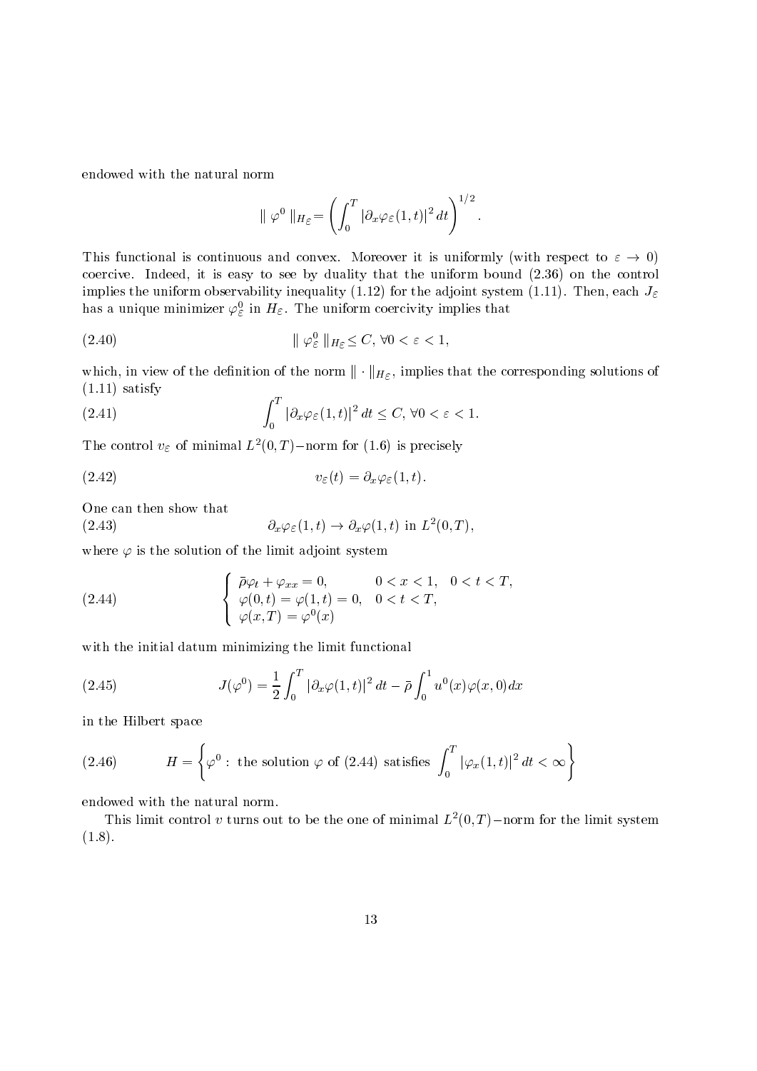endowed with the natural norm

$$\| \varphi^0 \|_{H_\varepsilon} = \left( \int_0^T |\partial_x \varphi_\varepsilon(1,t)|^2 \, dt \right)^{1/2}.$$

This functional is continuous and convex. Moreover it is uniformly (with respect to $\varepsilon \to 0$) coercive. Indeed, it is easy to see by duality that the uniform bound (2.36) on the control implies the uniform observability inequality (1.12) for the adjoint system (1.11). Then, each $J_\varepsilon$ has a unique minimizer $\varphi^0_\varepsilon$ in $H_\varepsilon$. The uniform coercivity implies that

$$\| \varphi^0_\varepsilon \|_{H\varepsilon} \leq C, \; \forall 0 < \varepsilon < 1, \tag{2.40}$$

which, in view of the definition of the norm $\| \cdot \|_{H_\varepsilon}$, implies that the corresponding solutions of (1.11) satisfy

$$\int_0^T |\partial_x \varphi_\varepsilon(1,t)|^2 \, dt \leq C, \; \forall 0 < \varepsilon < 1. \tag{2.41}$$

The control $v_\varepsilon$ of minimal $L^2(0,T)-$norm for (1.6) is precisely

$$v_\varepsilon(t) = \partial_x \varphi_\varepsilon(1,t). \tag{2.42}$$

One can then show that

$$\partial_x \varphi_\varepsilon(1,t) \to \partial_x \varphi(1,t) \text{ in } L^2(0,T), \tag{2.43}$$

where $\varphi$ is the solution of the limit adjoint system

$$\begin{cases} \bar{\rho}\varphi_t + \varphi_{xx} = 0, & 0 < x < 1, \quad 0 < t < T, \\ \varphi(0,t) = \varphi(1,t) = 0, & 0 < t < T, \\ \varphi(x,T) = \varphi^0(x) \end{cases} \tag{2.44}$$

with the initial datum minimizing the limit functional

$$J(\varphi^0) = \frac{1}{2} \int_0^T |\partial_x \varphi(1,t)|^2 \, dt - \bar{\rho} \int_0^1 u^0(x) \varphi(x,0) dx \tag{2.45}$$

in the Hilbert space

$$H = \left\{ \varphi^0 : \text{ the solution } \varphi \text{ of (2.44) satisfies } \int_0^T |\varphi_x(1,t)|^2 \, dt < \infty \right\} \tag{2.46}$$

endowed with the natural norm.

This limit control $v$ turns out to be the one of minimal $L^2(0,T)-$norm for the limit system (1.8).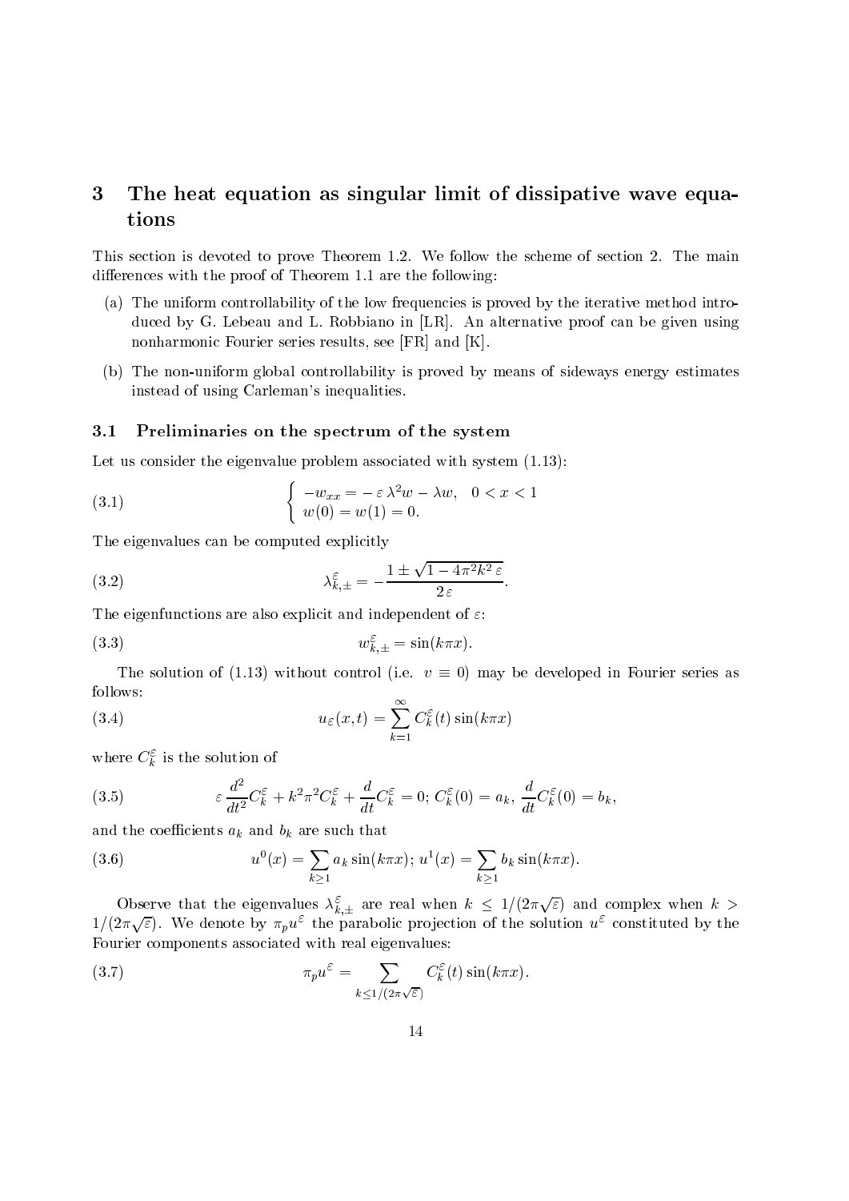# 3 The heat equation as singular limit of dissipative wave equations

This section is devoted to prove Theorem 1.2. We follow the scheme of section 2. The main differences with the proof of Theorem 1.1 are the following:

(a) The uniform controllability of the low frequencies is proved by the iterative method introduced by G. Lebeau and L. Robbiano in [LR]. An alternative proof can be given using nonharmonic Fourier series results, see [FR] and [K].

(b) The non-uniform global controllability is proved by means of sideways energy estimates instead of using Carleman's inequalities.

## 3.1 Preliminaries on the spectrum of the system

Let us consider the eigenvalue problem associated with system (1.13):

$$\begin{cases} -w_{xx} = -\varepsilon\,\lambda^2 w - \lambda w, \quad 0 < x < 1 \\ w(0) = w(1) = 0. \end{cases} \tag{3.1}$$

The eigenvalues can be computed explicitly

$$\lambda^{\varepsilon}_{k,\pm} = -\frac{1 \pm \sqrt{1 - 4\pi^2 k^2\,\varepsilon}}{2\,\varepsilon}. \tag{3.2}$$

The eigenfunctions are also explicit and independent of $\varepsilon$:

$$w^{\varepsilon}_{k,\pm} = \sin(k\pi x). \tag{3.3}$$

The solution of (1.13) without control (i.e. $v \equiv 0$) may be developed in Fourier series as follows:

$$u_\varepsilon(x,t) = \sum_{k=1}^{\infty} C^{\varepsilon}_k(t)\sin(k\pi x) \tag{3.4}$$

where $C^{\varepsilon}_k$ is the solution of

$$\varepsilon\,\frac{d^2}{dt^2}C^{\varepsilon}_k + k^2\pi^2 C^{\varepsilon}_k + \frac{d}{dt}C^{\varepsilon}_k = 0;\; C^{\varepsilon}_k(0) = a_k,\; \frac{d}{dt}C^{\varepsilon}_k(0) = b_k, \tag{3.5}$$

and the coefficients $a_k$ and $b_k$ are such that

$$u^0(x) = \sum_{k\geq 1} a_k \sin(k\pi x);\; u^1(x) = \sum_{k\geq 1} b_k \sin(k\pi x). \tag{3.6}$$

Observe that the eigenvalues $\lambda^{\varepsilon}_{k,\pm}$ are real when $k \leq 1/(2\pi\sqrt{\varepsilon})$ and complex when $k > 1/(2\pi\sqrt{\varepsilon})$. We denote by $\pi_p u^{\varepsilon}$ the parabolic projection of the solution $u^{\varepsilon}$ constituted by the Fourier components associated with real eigenvalues:

$$\pi_p u^{\varepsilon} = \sum_{k \leq 1/(2\pi\sqrt{\varepsilon})} C^{\varepsilon}_k(t)\sin(k\pi x). \tag{3.7}$$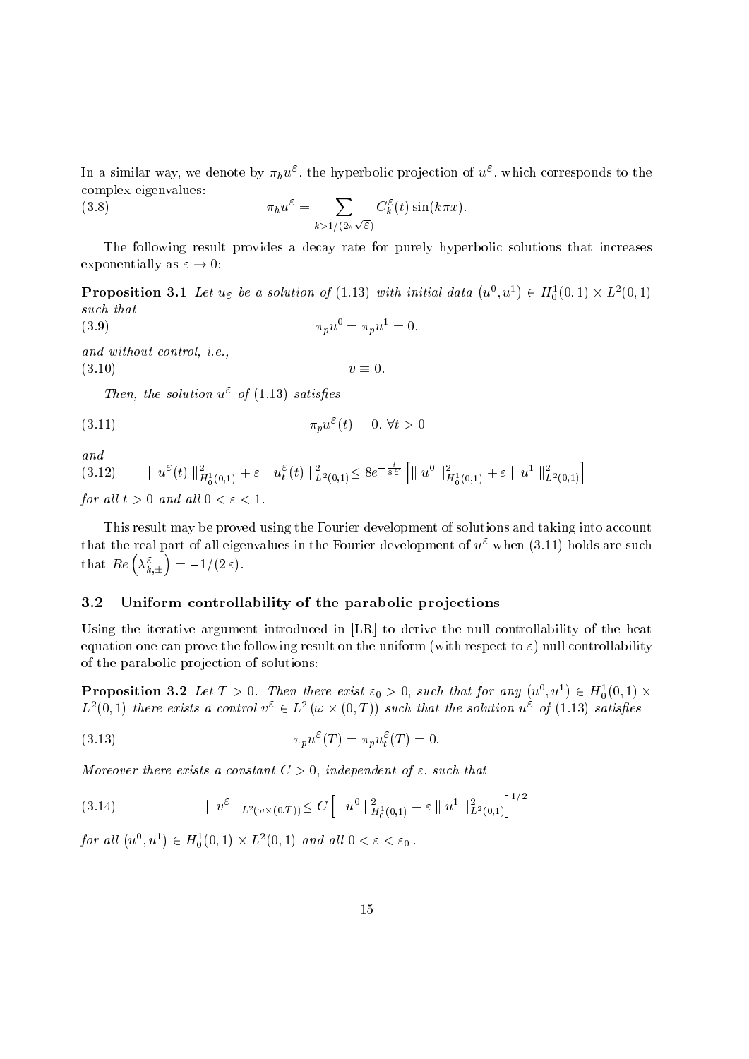In a similar way, we denote by $\pi_h u^\varepsilon$, the hyperbolic projection of $u^\varepsilon$, which corresponds to the complex eigenvalues:

$$\pi_h u^\varepsilon = \sum_{k > 1/(2\pi\sqrt{\varepsilon})} C_k^\varepsilon(t) \sin(k\pi x). \tag{3.8}$$

The following result provides a decay rate for purely hyperbolic solutions that increases exponentially as $\varepsilon \to 0$:

**Proposition 3.1** *Let $u_\varepsilon$ be a solution of (1.13) with initial data $(u^0, u^1) \in H_0^1(0,1) \times L^2(0,1)$ such that*

$$\pi_p u^0 = \pi_p u^1 = 0, \tag{3.9}$$

*and without control, i.e.,*

$$v \equiv 0. \tag{3.10}$$

*Then, the solution $u^\varepsilon$ of (1.13) satisfies*

$$\pi_p u^\varepsilon(t) = 0, \; \forall t > 0 \tag{3.11}$$

*and*

$$\| u^\varepsilon(t) \|^2_{H_0^1(0,1)} + \varepsilon \| u_t^\varepsilon(t) \|^2_{L^2(0,1)} \leq 8 e^{-\frac{t}{8\varepsilon}} \left[ \| u^0 \|^2_{H_0^1(0,1)} + \varepsilon \| u^1 \|^2_{L^2(0,1)} \right] \tag{3.12}$$

*for all $t > 0$ and all $0 < \varepsilon < 1$.*

This result may be proved using the Fourier development of solutions and taking into account that the real part of all eigenvalues in the Fourier development of $u^\varepsilon$ when (3.11) holds are such that $Re\left(\lambda^\varepsilon_{k,\pm}\right) = -1/(2\varepsilon)$.

### 3.2 Uniform controllability of the parabolic projections

Using the iterative argument introduced in [LR] to derive the null controllability of the heat equation one can prove the following result on the uniform (with respect to $\varepsilon$) null controllability of the parabolic projection of solutions:

**Proposition 3.2** *Let $T > 0$. Then there exist $\varepsilon_0 > 0$, such that for any $(u^0, u^1) \in H_0^1(0,1) \times L^2(0,1)$ there exists a control $v^\varepsilon \in L^2(\omega \times (0,T))$ such that the solution $u^\varepsilon$ of (1.13) satisfies*

$$\pi_p u^\varepsilon(T) = \pi_p u_t^\varepsilon(T) = 0. \tag{3.13}$$

*Moreover there exists a constant $C > 0$, independent of $\varepsilon$, such that*

$$\| v^\varepsilon \|_{L^2(\omega \times (0,T))} \leq C \left[ \| u^0 \|^2_{H_0^1(0,1)} + \varepsilon \| u^1 \|^2_{L^2(0,1)} \right]^{1/2} \tag{3.14}$$

*for all $(u^0, u^1) \in H_0^1(0,1) \times L^2(0,1)$ and all $0 < \varepsilon < \varepsilon_0$.*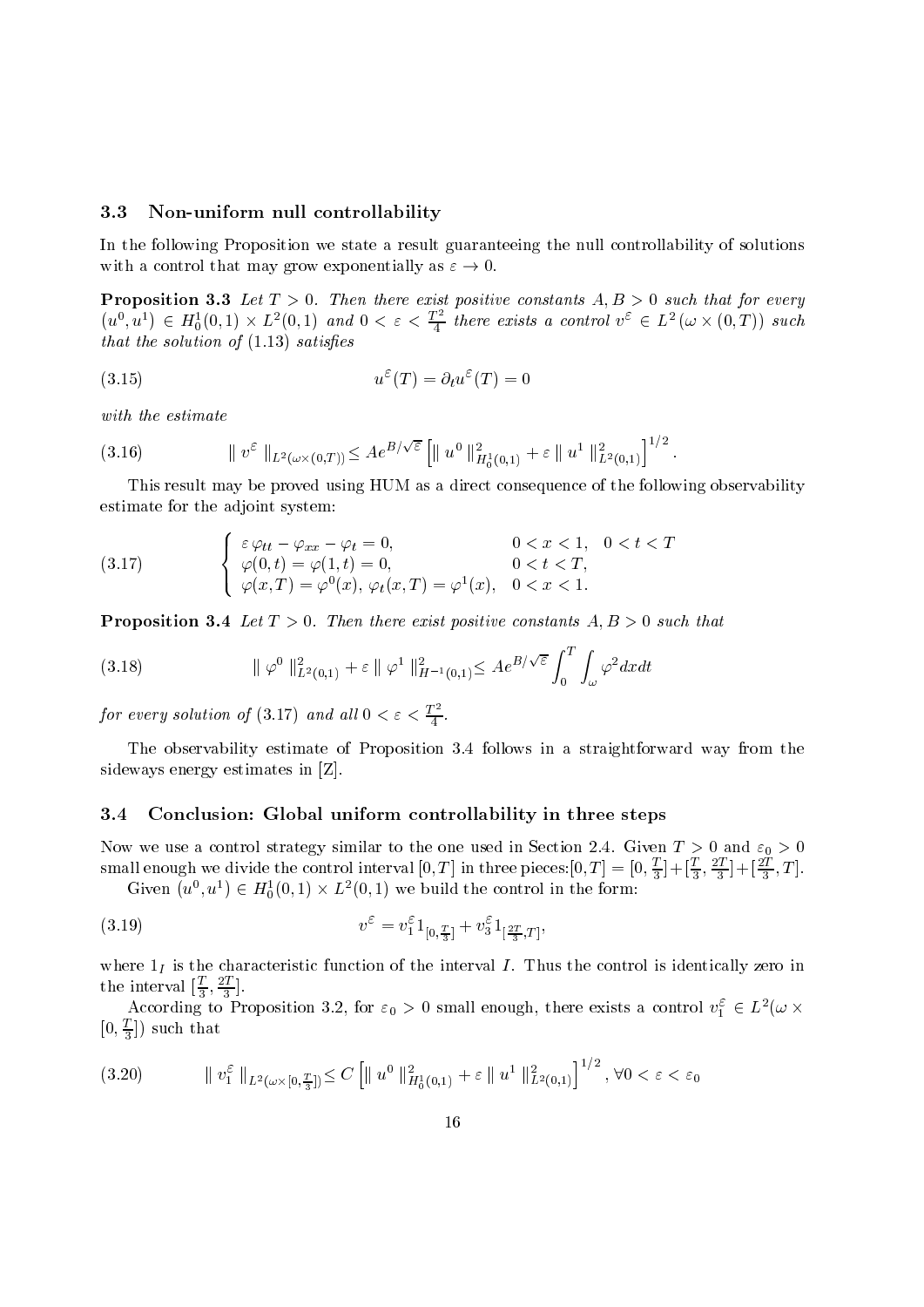### 3.3 Non-uniform null controllability

In the following Proposition we state a result guaranteeing the null controllability of solutions with a control that may grow exponentially as $\varepsilon \to 0$.

**Proposition 3.3** *Let $T > 0$. Then there exist positive constants $A, B > 0$ such that for every $(u^0, u^1) \in H_0^1(0,1) \times L^2(0,1)$ and $0 < \varepsilon < \frac{T^2}{4}$ there exists a control $v^\varepsilon \in L^2(\omega \times (0,T))$ such that the solution of (1.13) satisfies*

$$u^\varepsilon(T) = \partial_t u^\varepsilon(T) = 0 \tag{3.15}$$

*with the estimate*

$$\| v^\varepsilon \|_{L^2(\omega\times(0,T))} \leq A e^{B/\sqrt{\varepsilon}} \left[ \| u^0 \|^2_{H_0^1(0,1)} + \varepsilon \| u^1 \|^2_{L^2(0,1)} \right]^{1/2}. \tag{3.16}$$

This result may be proved using HUM as a direct consequence of the following observability estimate for the adjoint system:

$$\begin{cases} \varepsilon \varphi_{tt} - \varphi_{xx} - \varphi_t = 0, & 0 < x < 1, \quad 0 < t < T \\ \varphi(0,t) = \varphi(1,t) = 0, & 0 < t < T, \\ \varphi(x,T) = \varphi^0(x),\ \varphi_t(x,T) = \varphi^1(x), & 0 < x < 1. \end{cases} \tag{3.17}$$

**Proposition 3.4** *Let $T > 0$. Then there exist positive constants $A, B > 0$ such that*

$$\| \varphi^0 \|^2_{L^2(0,1)} + \varepsilon \| \varphi^1 \|^2_{H^{-1}(0,1)} \leq A e^{B/\sqrt{\varepsilon}} \int_0^T \int_\omega \varphi^2 dx dt \tag{3.18}$$

*for every solution of (3.17) and all $0 < \varepsilon < \frac{T^2}{4}$.*

The observability estimate of Proposition 3.4 follows in a straightforward way from the sideways energy estimates in [Z].

### 3.4 Conclusion: Global uniform controllability in three steps

Now we use a control strategy similar to the one used in Section 2.4. Given $T > 0$ and $\varepsilon_0 > 0$ small enough we divide the control interval $[0,T]$ in three pieces:$[0,T] = [0, \frac{T}{3}] + [\frac{T}{3}, \frac{2T}{3}] + [\frac{2T}{3}, T]$.

Given $(u^0, u^1) \in H_0^1(0,1) \times L^2(0,1)$ we build the control in the form:

$$v^\varepsilon = v_1^\varepsilon 1_{[0,\frac{T}{3}]} + v_3^\varepsilon 1_{[\frac{2T}{3},T]}, \tag{3.19}$$

where $1_I$ is the characteristic function of the interval $I$. Thus the control is identically zero in the interval $[\frac{T}{3}, \frac{2T}{3}]$.

According to Proposition 3.2, for $\varepsilon_0 > 0$ small enough, there exists a control $v_1^\varepsilon \in L^2(\omega \times [0, \frac{T}{3}])$ such that

$$\| v_1^\varepsilon \|_{L^2(\omega\times[0,\frac{T}{3}])} \leq C \left[ \| u^0 \|^2_{H_0^1(0,1)} + \varepsilon \| u^1 \|^2_{L^2(0,1)} \right]^{1/2}, \forall 0 < \varepsilon < \varepsilon_0 \tag{3.20}$$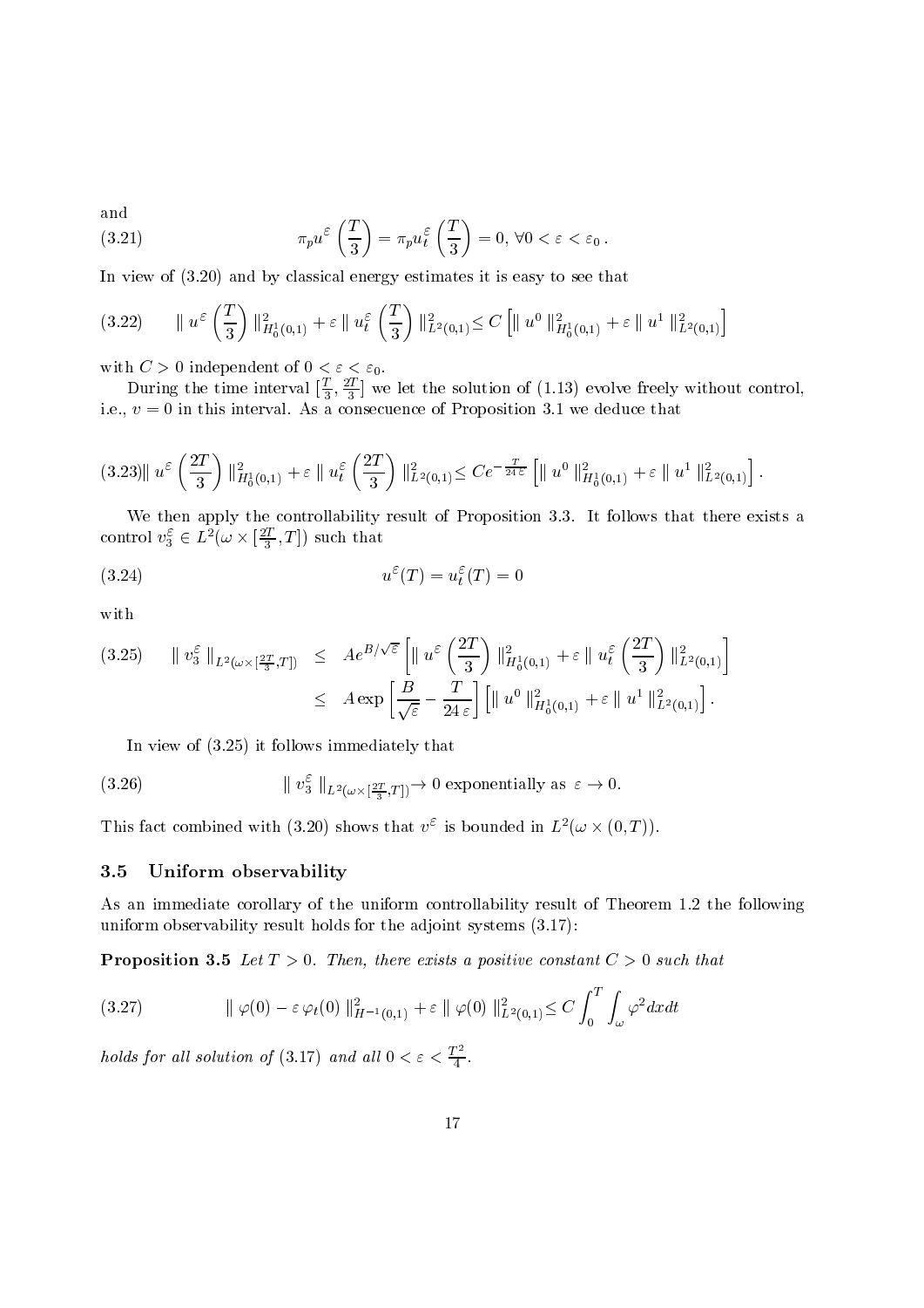and

$$\pi_p u^\varepsilon\left(\frac{T}{3}\right) = \pi_p u_t^\varepsilon\left(\frac{T}{3}\right) = 0, \,\forall 0 < \varepsilon < \varepsilon_0\,. \tag{3.21}$$

In view of (3.20) and by classical energy estimates it is easy to see that

$$\| u^\varepsilon\left(\frac{T}{3}\right)\|^2_{H_0^1(0,1)} + \varepsilon \| u_t^\varepsilon\left(\frac{T}{3}\right)\|^2_{L^2(0,1)} \leq C\left[\| u^0\|^2_{H_0^1(0,1)} + \varepsilon \| u^1\|^2_{L^2(0,1)}\right] \tag{3.22}$$

with $C > 0$ independent of $0 < \varepsilon < \varepsilon_0$.

During the time interval $[\frac{T}{3}, \frac{2T}{3}]$ we let the solution of (1.13) evolve freely without control, i.e., $v = 0$ in this interval. As a consecuence of Proposition 3.1 we deduce that

$$\| u^\varepsilon\left(\frac{2T}{3}\right)\|^2_{H_0^1(0,1)} + \varepsilon \| u_t^\varepsilon\left(\frac{2T}{3}\right)\|^2_{L^2(0,1)} \leq Ce^{-\frac{T}{24\,\varepsilon}}\left[\| u^0\|^2_{H_0^1(0,1)} + \varepsilon \| u^1\|^2_{L^2(0,1)}\right]. \tag{3.23}$$

We then apply the controllability result of Proposition 3.3. It follows that there exists a control $v_3^\varepsilon \in L^2(\omega \times [\frac{2T}{3}, T])$ such that

$$u^\varepsilon(T) = u_t^\varepsilon(T) = 0 \tag{3.24}$$

with

$$\begin{aligned} \| v_3^\varepsilon\|_{L^2(\omega\times[\frac{2T}{3},T])} &\leq Ae^{B/\sqrt{\varepsilon}}\left[\| u^\varepsilon\left(\frac{2T}{3}\right)\|^2_{H_0^1(0,1)} + \varepsilon \| u_t^\varepsilon\left(\frac{2T}{3}\right)\|^2_{L^2(0,1)}\right] \\ &\leq A\exp\left[\frac{B}{\sqrt{\varepsilon}} - \frac{T}{24\,\varepsilon}\right]\left[\| u^0\|^2_{H_0^1(0,1)} + \varepsilon \| u^1\|^2_{L^2(0,1)}\right]. \end{aligned} \tag{3.25}$$

In view of (3.25) it follows immediately that

$$\| v_3^\varepsilon\|_{L^2(\omega\times[\frac{2T}{3},T])} \to 0 \text{ exponentially as } \varepsilon \to 0. \tag{3.26}$$

This fact combined with (3.20) shows that $v^\varepsilon$ is bounded in $L^2(\omega \times (0,T))$.

### 3.5 Uniform observability

As an immediate corollary of the uniform controllability result of Theorem 1.2 the following uniform observability result holds for the adjoint systems (3.17):

**Proposition 3.5** *Let $T > 0$. Then, there exists a positive constant $C > 0$ such that*

$$\| \varphi(0) - \varepsilon\,\varphi_t(0)\|^2_{H^{-1}(0,1)} + \varepsilon \| \varphi(0)\|^2_{L^2(0,1)} \leq C\int_0^T\int_\omega \varphi^2 dxdt \tag{3.27}$$

*holds for all solution of (3.17) and all $0 < \varepsilon < \frac{T^2}{4}$.*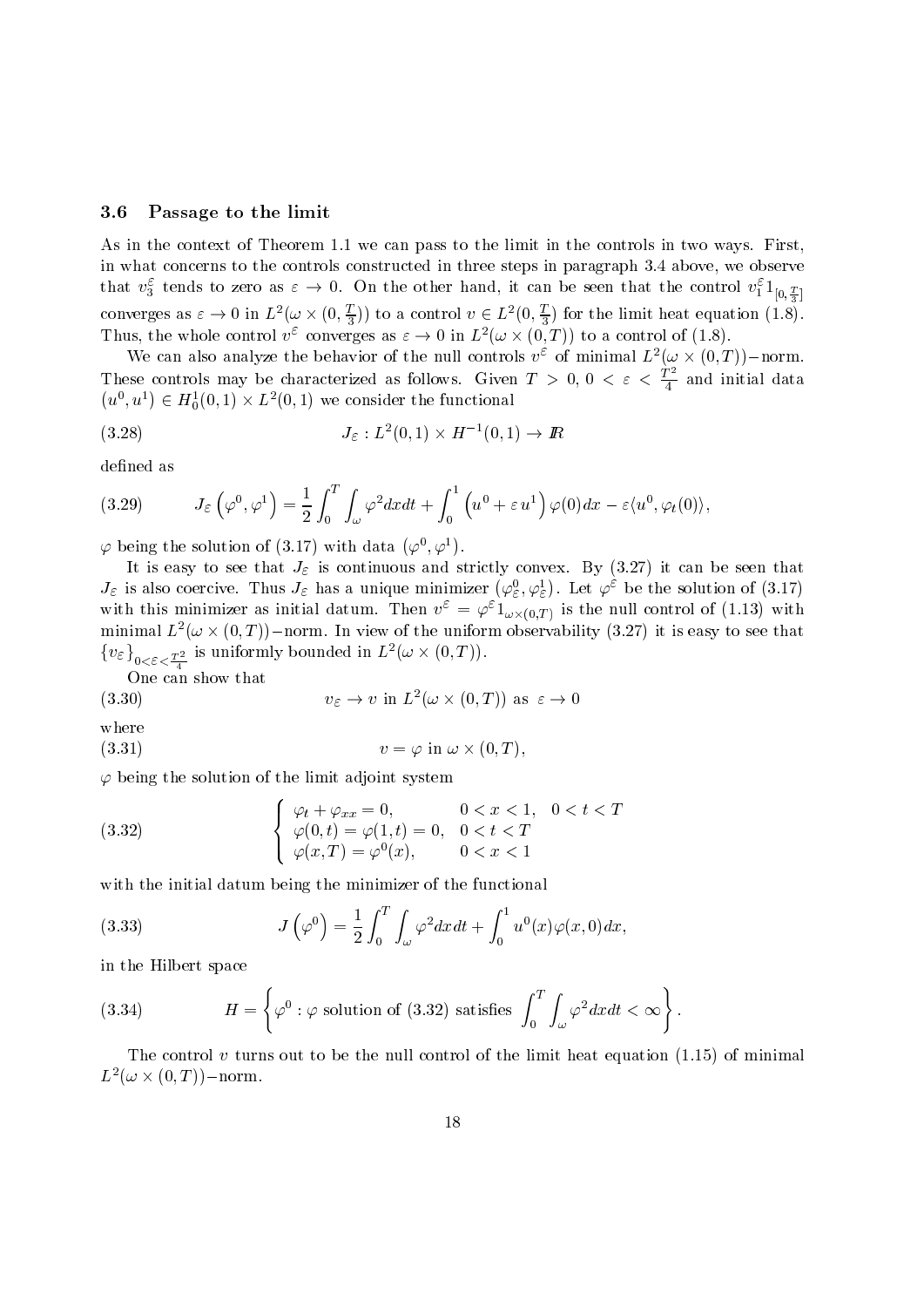### 3.6 Passage to the limit

As in the context of Theorem 1.1 we can pass to the limit in the controls in two ways. First, in what concerns to the controls constructed in three steps in paragraph 3.4 above, we observe that $v_3^\varepsilon$ tends to zero as $\varepsilon \to 0$. On the other hand, it can be seen that the control $v_1^\varepsilon 1_{[0,\frac{T}{3}]}$ converges as $\varepsilon \to 0$ in $L^2(\omega \times (0, \frac{T}{3}))$ to a control $v \in L^2(0, \frac{T}{3})$ for the limit heat equation (1.8). Thus, the whole control $v^\varepsilon$ converges as $\varepsilon \to 0$ in $L^2(\omega \times (0,T))$ to a control of (1.8).

We can also analyze the behavior of the null controls $v^\varepsilon$ of minimal $L^2(\omega \times (0,T))-$norm. These controls may be characterized as follows. Given $T > 0$, $0 < \varepsilon < \frac{T^2}{4}$ and initial data $(u^0, u^1) \in H_0^1(0,1) \times L^2(0,1)$ we consider the functional

$$
J_\varepsilon : L^2(0,1) \times H^{-1}(0,1) \to \mathbb{R} \tag{3.28}
$$

defined as

$$
J_\varepsilon\left(\varphi^0, \varphi^1\right) = \frac{1}{2}\int_0^T \int_\omega \varphi^2 dx dt + \int_0^1 \left(u^0 + \varepsilon\, u^1\right)\varphi(0) dx - \varepsilon \langle u^0, \varphi_t(0)\rangle, \tag{3.29}
$$

$\varphi$ being the solution of (3.17) with data $\left(\varphi^0, \varphi^1\right)$.

It is easy to see that $J_\varepsilon$ is continuous and strictly convex. By (3.27) it can be seen that $J_\varepsilon$ is also coercive. Thus $J_\varepsilon$ has a unique minimizer $\left(\varphi_\varepsilon^0, \varphi_\varepsilon^1\right)$. Let $\varphi^\varepsilon$ be the solution of (3.17) with this minimizer as initial datum. Then $v^\varepsilon = \varphi^\varepsilon 1_{\omega \times (0,T)}$ is the null control of (1.13) with minimal $L^2(\omega \times (0,T))-$norm. In view of the uniform observability (3.27) it is easy to see that $\{v_\varepsilon\}_{0<\varepsilon<\frac{T^2}{4}}$ is uniformly bounded in $L^2(\omega \times (0,T))$.

One can show that

$$
v_\varepsilon \to v \text{ in } L^2(\omega \times (0,T)) \text{ as } \varepsilon \to 0 \tag{3.30}
$$

where

$$
v = \varphi \text{ in } \omega \times (0,T), \tag{3.31}
$$

$\varphi$ being the solution of the limit adjoint system

$$
\begin{cases} \varphi_t + \varphi_{xx} = 0, & 0 < x < 1, \quad 0 < t < T \\ \varphi(0,t) = \varphi(1,t) = 0, & 0 < t < T \\ \varphi(x,T) = \varphi^0(x), & 0 < x < 1 \end{cases} \tag{3.32}
$$

with the initial datum being the minimizer of the functional

$$
J\left(\varphi^0\right) = \frac{1}{2}\int_0^T \int_\omega \varphi^2 dx dt + \int_0^1 u^0(x)\varphi(x,0) dx, \tag{3.33}
$$

in the Hilbert space

$$
H = \left\{\varphi^0 : \varphi \text{ solution of (3.32) satisfies } \int_0^T \int_\omega \varphi^2 dx dt < \infty \right\}. \tag{3.34}
$$

The control $v$ turns out to be the null control of the limit heat equation (1.15) of minimal $L^2(\omega \times (0,T))-$norm.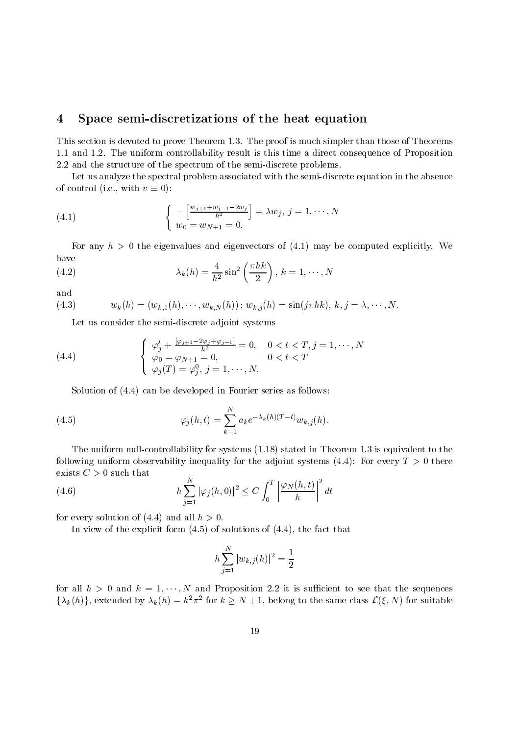## 4 Space semi-discretizations of the heat equation

This section is devoted to prove Theorem 1.3. The proof is much simpler than those of Theorems 1.1 and 1.2. The uniform controllability result is this time a direct consequence of Proposition 2.2 and the structure of the spectrum of the semi-discrete problems.

Let us analyze the spectral problem associated with the semi-discrete equation in the absence of control (i.e., with $v \equiv 0$):

$$
\left\{ \begin{array}{l} -\left[\frac{w_{j+1}+w_{j-1}-2w_j}{h^2}\right] = \lambda w_j,\ j = 1, \cdots, N \\ w_0 = w_{N+1} = 0. \end{array} \right. \tag{4.1}
$$

For any $h > 0$ the eigenvalues and eigenvectors of (4.1) may be computed explicitly. We have

$$
\lambda_k(h) = \frac{4}{h^2}\sin^2\left(\frac{\pi h k}{2}\right),\ k = 1, \cdots, N \tag{4.2}
$$

and

$$
w_k(h) = (w_{k,1}(h), \cdots, w_{k,N}(h))\,;\, w_{k,j}(h) = \sin(j\pi hk),\ k, j = \lambda, \cdots, N. \tag{4.3}
$$

Let us consider the semi-discrete adjoint systems

$$
\left\{ \begin{array}{ll} \varphi_j' + \frac{[\varphi_{j+1}-2\varphi_j+\varphi_{j-1}]}{h^2} = 0, & 0 < t < T, j = 1, \cdots, N \\ \varphi_0 = \varphi_{N+1} = 0, & 0 < t < T \\ \varphi_j(T) = \varphi_j^0,\ j = 1, \cdots, N. & \end{array} \right. \tag{4.4}
$$

Solution of (4.4) can be developed in Fourier series as follows:

$$
\varphi_j(h,t) = \sum_{k=1}^{N} a_k e^{-\lambda_k(h)(T-t)} w_{k,j}(h). \tag{4.5}
$$

The uniform null-controllability for systems (1.18) stated in Theorem 1.3 is equivalent to the following uniform observability inequality for the adjoint systems (4.4): For every $T > 0$ there exists $C > 0$ such that

$$
h\sum_{j=1}^{N} |\varphi_j(h,0)|^2 \leq C\int_0^T \left|\frac{\varphi_N(h,t)}{h}\right|^2 dt \tag{4.6}
$$

for every solution of (4.4) and all $h > 0$.

In view of the explicit form (4.5) of solutions of (4.4), the fact that

$$
h\sum_{j=1}^{N} |w_{k,j}(h)|^2 = \frac{1}{2}
$$

for all $h > 0$ and $k = 1, \cdots, N$ and Proposition 2.2 it is sufficient to see that the sequences $\{\lambda_k(h)\}$, extended by $\lambda_k(h) = k^2\pi^2$ for $k \geq N+1$, belong to the same class $\mathcal{L}(\xi, N)$ for suitable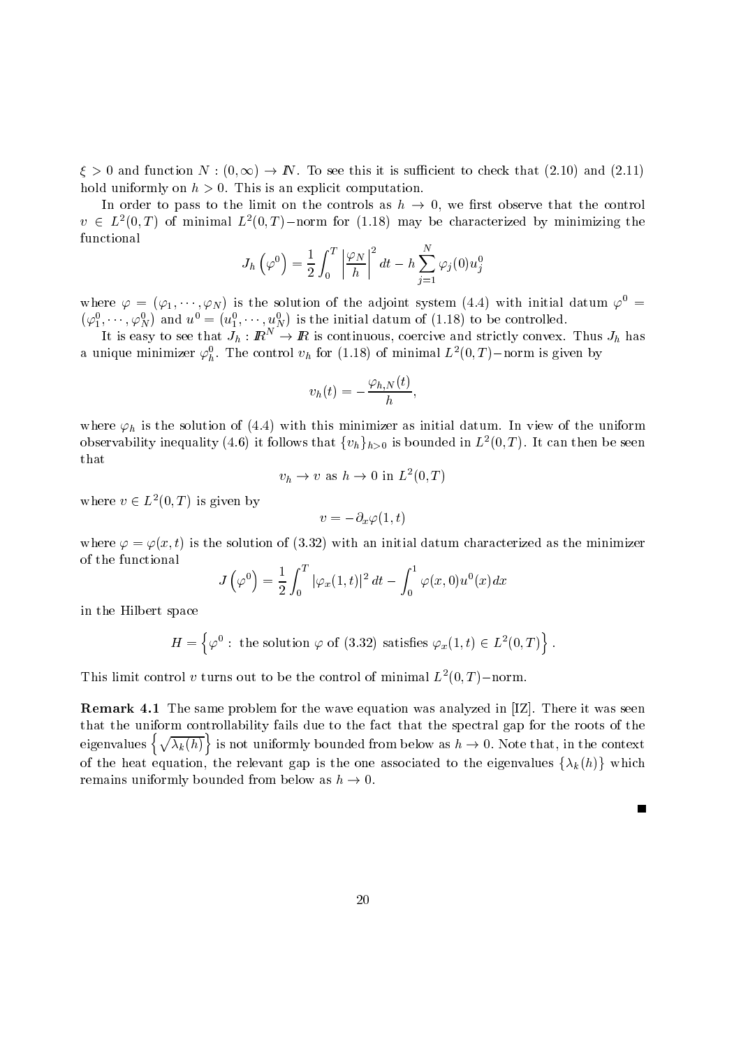$\xi > 0$ and function $N : (0, \infty) \to I\!N$. To see this it is sufficient to check that (2.10) and (2.11) hold uniformly on $h > 0$. This is an explicit computation.

In order to pass to the limit on the controls as $h \to 0$, we first observe that the control $v \in L^2(0, T)$ of minimal $L^2(0, T)-$norm for (1.18) may be characterized by minimizing the functional

$$J_h\left(\varphi^0\right) = \frac{1}{2}\int_0^T \left|\frac{\varphi_N}{h}\right|^2 dt - h\sum_{j=1}^N \varphi_j(0)u_j^0$$

where $\varphi = (\varphi_1, \cdots, \varphi_N)$ is the solution of the adjoint system (4.4) with initial datum $\varphi^0 = (\varphi_1^0, \cdots, \varphi_N^0)$ and $u^0 = (u_1^0, \cdots, u_N^0)$ is the initial datum of (1.18) to be controlled.

It is easy to see that $J_h : I\!R^N \to I\!R$ is continuous, coercive and strictly convex. Thus $J_h$ has a unique minimizer $\varphi_h^0$. The control $v_h$ for (1.18) of minimal $L^2(0, T)-$norm is given by

$$v_h(t) = -\frac{\varphi_{h,N}(t)}{h},$$

where $\varphi_h$ is the solution of (4.4) with this minimizer as initial datum. In view of the uniform observability inequality (4.6) it follows that $\{v_h\}_{h>0}$ is bounded in $L^2(0, T)$. It can then be seen that

$$v_h \to v \text{ as } h \to 0 \text{ in } L^2(0, T)$$

where $v \in L^2(0, T)$ is given by

$$v = -\partial_x\varphi(1, t)$$

where $\varphi = \varphi(x, t)$ is the solution of (3.32) with an initial datum characterized as the minimizer of the functional

$$J\left(\varphi^0\right) = \frac{1}{2}\int_0^T |\varphi_x(1, t)|^2 dt - \int_0^1 \varphi(x, 0)u^0(x)dx$$

in the Hilbert space

$$H = \left\{\varphi^0 : \text{ the solution } \varphi \text{ of (3.32) satisfies } \varphi_x(1, t) \in L^2(0, T)\right\}.$$

This limit control $v$ turns out to be the control of minimal $L^2(0, T)-$norm.

**Remark 4.1** The same problem for the wave equation was analyzed in [IZ]. There it was seen that the uniform controllability fails due to the fact that the spectral gap for the roots of the eigenvalues $\left\{\sqrt{\lambda_k(h)}\right\}$ is not uniformly bounded from below as $h \to 0$. Note that, in the context of the heat equation, the relevant gap is the one associated to the eigenvalues $\{\lambda_k(h)\}$ which remains uniformly bounded from below as $h \to 0$.

■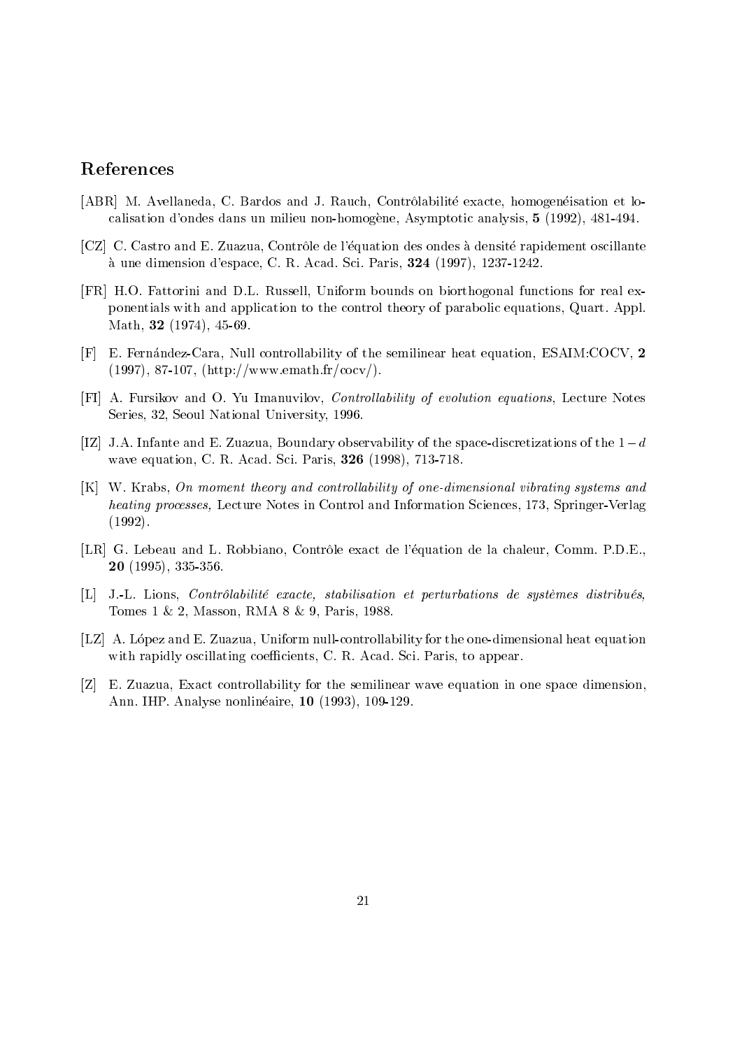## References

[ABR] M. Avellaneda, C. Bardos and J. Rauch, Contrôlabilité exacte, homogenéisation et localisation d'ondes dans un milieu non-homogène, Asymptotic analysis, **5** (1992), 481-494.

[CZ] C. Castro and E. Zuazua, Contrôle de l'équation des ondes à densité rapidement oscillante à une dimension d'espace, C. R. Acad. Sci. Paris, **324** (1997), 1237-1242.

[FR] H.O. Fattorini and D.L. Russell, Uniform bounds on biorthogonal functions for real exponentials with and application to the control theory of parabolic equations, Quart. Appl. Math, **32** (1974), 45-69.

[F] E. Fernández-Cara, Null controllability of the semilinear heat equation, ESAIM:COCV, **2** (1997), 87-107, (http://www.emath.fr/cocv/).

[FI] A. Fursikov and O. Yu Imanuvilov, *Controllability of evolution equations*, Lecture Notes Series, 32, Seoul National University, 1996.

[IZ] J.A. Infante and E. Zuazua, Boundary observability of the space-discretizations of the $1-d$ wave equation, C. R. Acad. Sci. Paris, **326** (1998), 713-718.

[K] W. Krabs, *On moment theory and controllability of one-dimensional vibrating systems and heating processes,* Lecture Notes in Control and Information Sciences, 173, Springer-Verlag (1992).

[LR] G. Lebeau and L. Robbiano, Contrôle exact de l'équation de la chaleur, Comm. P.D.E., **20** (1995), 335-356.

[L] J.-L. Lions, *Contrôlabilité exacte, stabilisation et perturbations de systèmes distribués,* Tomes 1 & 2, Masson, RMA 8 & 9, Paris, 1988.

[LZ] A. López and E. Zuazua, Uniform null-controllability for the one-dimensional heat equation with rapidly oscillating coefficients, C. R. Acad. Sci. Paris, to appear.

[Z] E. Zuazua, Exact controllability for the semilinear wave equation in one space dimension, Ann. IHP. Analyse nonlinéaire, **10** (1993), 109-129.